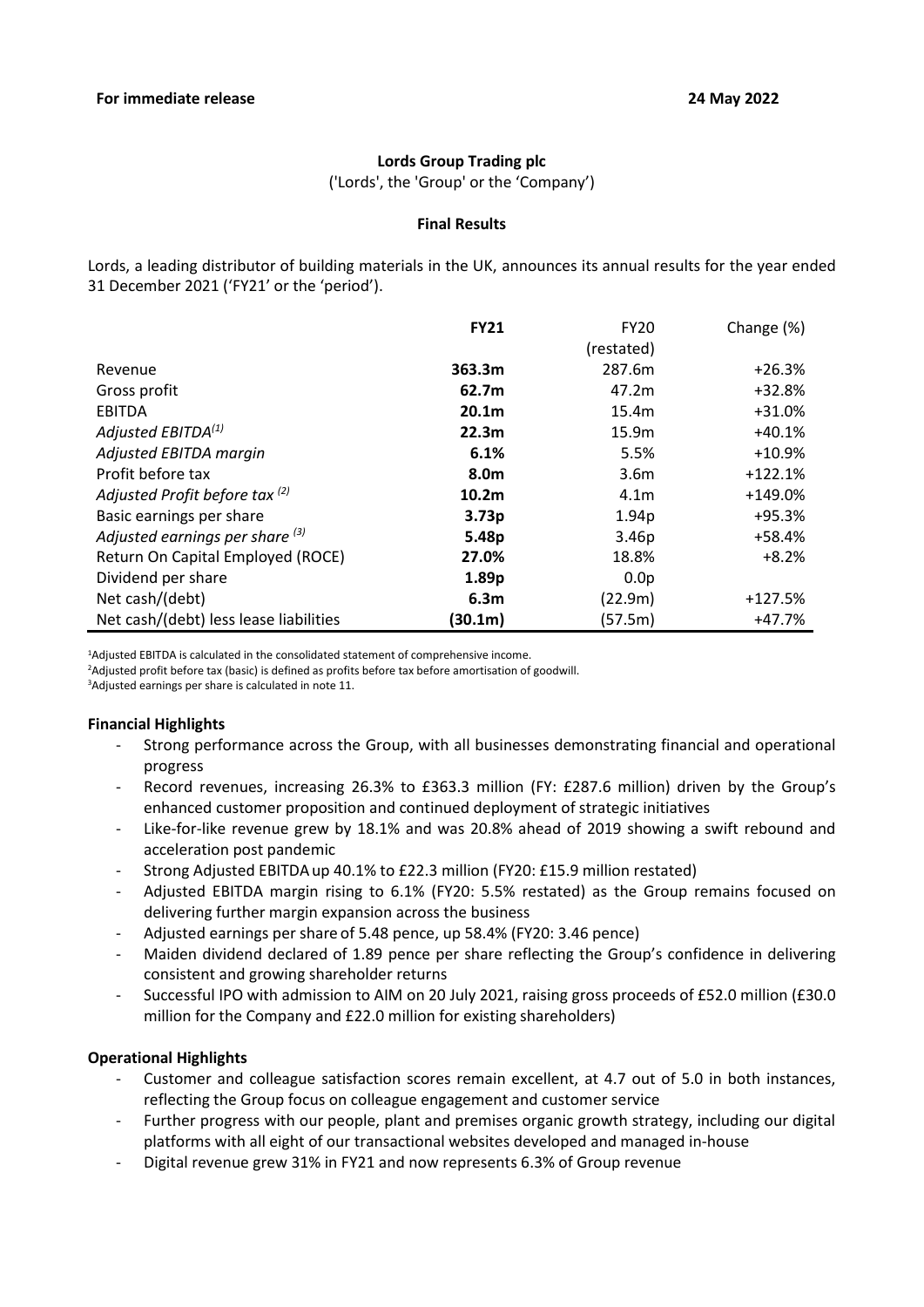**For immediate release** **24 May 2022**

**Lords Group Trading plc**

('Lords', the 'Group' or the 'Company')

**Final Results**

Lords, a leading distributor of building materials in the UK, announces its annual results for the year ended 31 December 2021 ('FY21' or the 'period').

| | **FY21** | FY20 (restated) | Change (%) |
|---|---|---|---|
| Revenue | **363.3m** | 287.6m | +26.3% |
| Gross profit | **62.7m** | 47.2m | +32.8% |
| EBITDA | **20.1m** | 15.4m | +31.0% |
| *Adjusted EBITDA[1]* | **22.3m** | 15.9m | +40.1% |
| *Adjusted EBITDA margin* | **6.1%** | 5.5% | +10.9% |
| Profit before tax | **8.0m** | 3.6m | +122.1% |
| *Adjusted Profit before tax [2]* | **10.2m** | 4.1m | +149.0% |
| Basic earnings per share | **3.73p** | 1.94p | +95.3% |
| *Adjusted earnings per share [3]* | **5.48p** | 3.46p | +58.4% |
| Return On Capital Employed (ROCE) | **27.0%** | 18.8% | +8.2% |
| Dividend per share | **1.89p** | 0.0p | |
| Net cash/(debt) | **6.3m** | (22.9m) | +127.5% |
| Net cash/(debt) less lease liabilities | **(30.1m)** | (57.5m) | +47.7% |

[1]Adjusted EBITDA is calculated in the consolidated statement of comprehensive income.
[2]Adjusted profit before tax (basic) is defined as profits before tax before amortisation of goodwill.
[3]Adjusted earnings per share is calculated in note 11.

**Financial Highlights**

- Strong performance across the Group, with all businesses demonstrating financial and operational progress
- Record revenues, increasing 26.3% to £363.3 million (FY: £287.6 million) driven by the Group's enhanced customer proposition and continued deployment of strategic initiatives
- Like-for-like revenue grew by 18.1% and was 20.8% ahead of 2019 showing a swift rebound and acceleration post pandemic
- Strong Adjusted EBITDA up 40.1% to £22.3 million (FY20: £15.9 million restated)
- Adjusted EBITDA margin rising to 6.1% (FY20: 5.5% restated) as the Group remains focused on delivering further margin expansion across the business
- Adjusted earnings per share of 5.48 pence, up 58.4% (FY20: 3.46 pence)
- Maiden dividend declared of 1.89 pence per share reflecting the Group's confidence in delivering consistent and growing shareholder returns
- Successful IPO with admission to AIM on 20 July 2021, raising gross proceeds of £52.0 million (£30.0 million for the Company and £22.0 million for existing shareholders)

**Operational Highlights**

- Customer and colleague satisfaction scores remain excellent, at 4.7 out of 5.0 in both instances, reflecting the Group focus on colleague engagement and customer service
- Further progress with our people, plant and premises organic growth strategy, including our digital platforms with all eight of our transactional websites developed and managed in-house
- Digital revenue grew 31% in FY21 and now represents 6.3% of Group revenue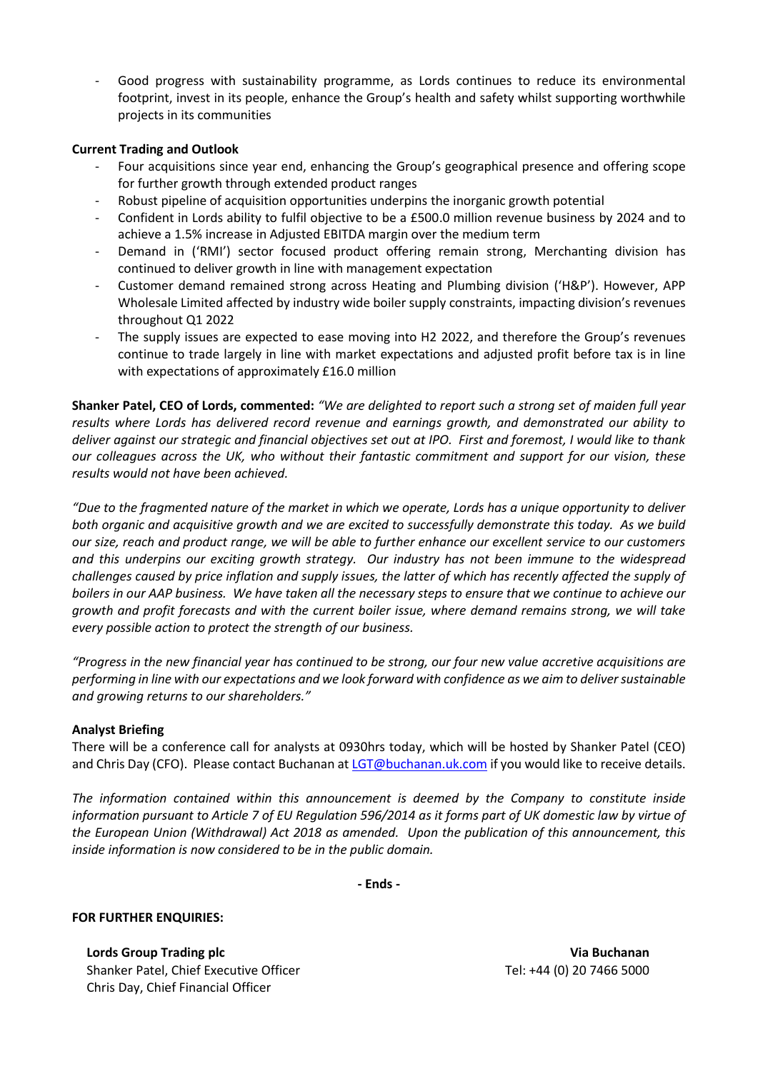- Good progress with sustainability programme, as Lords continues to reduce its environmental footprint, invest in its people, enhance the Group's health and safety whilst supporting worthwhile projects in its communities

**Current Trading and Outlook**

- Four acquisitions since year end, enhancing the Group's geographical presence and offering scope for further growth through extended product ranges
- Robust pipeline of acquisition opportunities underpins the inorganic growth potential
- Confident in Lords ability to fulfil objective to be a £500.0 million revenue business by 2024 and to achieve a 1.5% increase in Adjusted EBITDA margin over the medium term
- Demand in ('RMI') sector focused product offering remain strong, Merchanting division has continued to deliver growth in line with management expectation
- Customer demand remained strong across Heating and Plumbing division ('H&P'). However, APP Wholesale Limited affected by industry wide boiler supply constraints, impacting division's revenues throughout Q1 2022
- The supply issues are expected to ease moving into H2 2022, and therefore the Group's revenues continue to trade largely in line with market expectations and adjusted profit before tax is in line with expectations of approximately £16.0 million

**Shanker Patel, CEO of Lords, commented:** *"We are delighted to report such a strong set of maiden full year results where Lords has delivered record revenue and earnings growth, and demonstrated our ability to deliver against our strategic and financial objectives set out at IPO. First and foremost, I would like to thank our colleagues across the UK, who without their fantastic commitment and support for our vision, these results would not have been achieved.*

*"Due to the fragmented nature of the market in which we operate, Lords has a unique opportunity to deliver both organic and acquisitive growth and we are excited to successfully demonstrate this today. As we build our size, reach and product range, we will be able to further enhance our excellent service to our customers and this underpins our exciting growth strategy. Our industry has not been immune to the widespread challenges caused by price inflation and supply issues, the latter of which has recently affected the supply of boilers in our AAP business. We have taken all the necessary steps to ensure that we continue to achieve our growth and profit forecasts and with the current boiler issue, where demand remains strong, we will take every possible action to protect the strength of our business.*

*"Progress in the new financial year has continued to be strong, our four new value accretive acquisitions are performing in line with our expectations and we look forward with confidence as we aim to deliver sustainable and growing returns to our shareholders."*

**Analyst Briefing**

There will be a conference call for analysts at 0930hrs today, which will be hosted by Shanker Patel (CEO) and Chris Day (CFO). Please contact Buchanan at LGT@buchanan.uk.com if you would like to receive details.

*The information contained within this announcement is deemed by the Company to constitute inside information pursuant to Article 7 of EU Regulation 596/2014 as it forms part of UK domestic law by virtue of the European Union (Withdrawal) Act 2018 as amended. Upon the publication of this announcement, this inside information is now considered to be in the public domain.*

**- Ends -**

**FOR FURTHER ENQUIRIES:**

| **Lords Group Trading plc** | **Via Buchanan** |
|---|---|
| Shanker Patel, Chief Executive Officer | Tel: +44 (0) 20 7466 5000 |
| Chris Day, Chief Financial Officer | |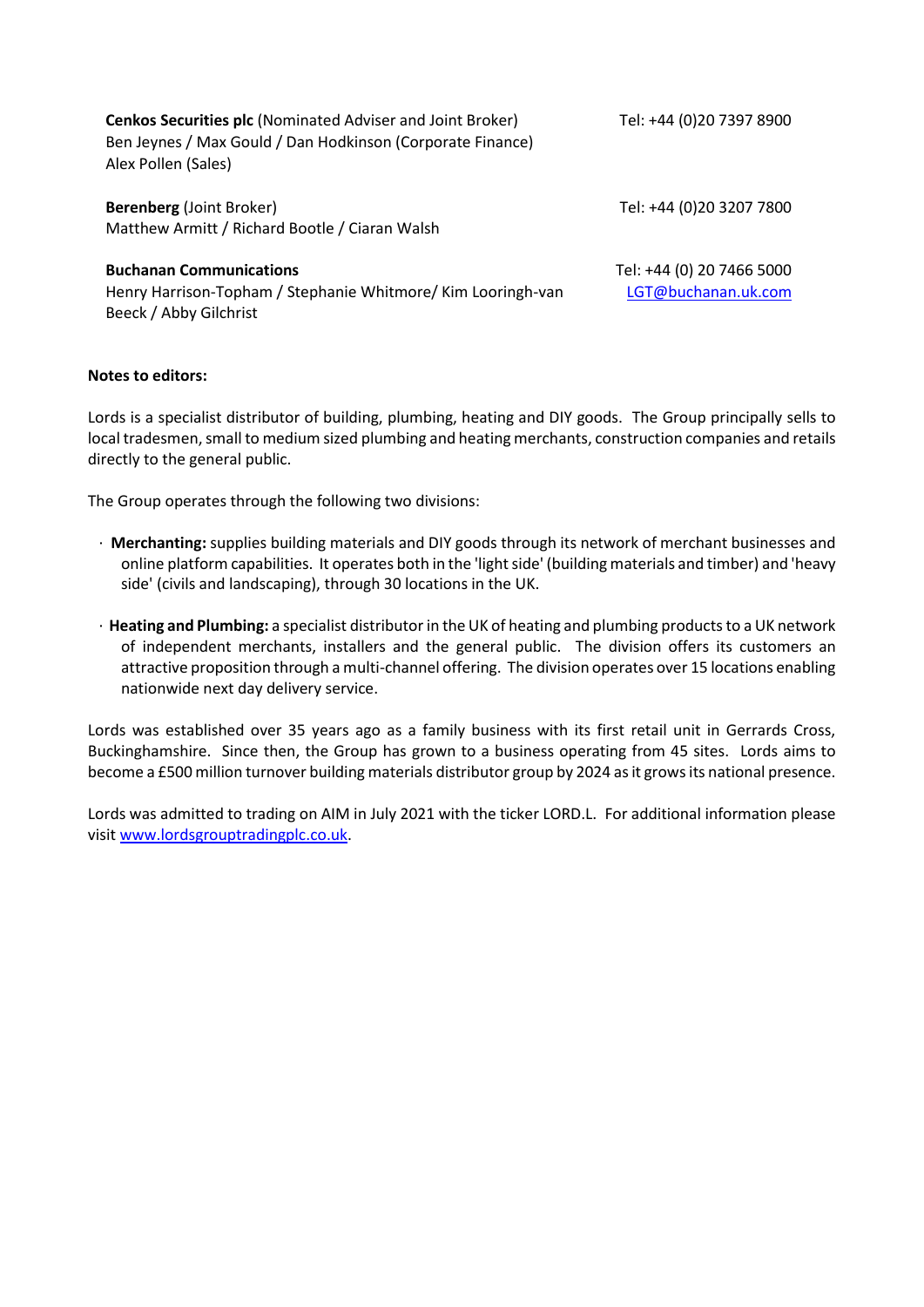**Cenkos Securities plc** (Nominated Adviser and Joint Broker)
Ben Jeynes / Max Gould / Dan Hodkinson (Corporate Finance)
Alex Pollen (Sales)

Tel: +44 (0)20 7397 8900

**Berenberg** (Joint Broker)
Matthew Armitt / Richard Bootle / Ciaran Walsh

Tel: +44 (0)20 3207 7800

**Buchanan Communications**
Henry Harrison-Topham / Stephanie Whitmore/ Kim Looringh-van Beeck / Abby Gilchrist

Tel: +44 (0) 20 7466 5000
LGT@buchanan.uk.com

**Notes to editors:**

Lords is a specialist distributor of building, plumbing, heating and DIY goods. The Group principally sells to local tradesmen, small to medium sized plumbing and heating merchants, construction companies and retails directly to the general public.

The Group operates through the following two divisions:

- **Merchanting:** supplies building materials and DIY goods through its network of merchant businesses and online platform capabilities. It operates both in the 'light side' (building materials and timber) and 'heavy side' (civils and landscaping), through 30 locations in the UK.
- **Heating and Plumbing:** a specialist distributor in the UK of heating and plumbing products to a UK network of independent merchants, installers and the general public. The division offers its customers an attractive proposition through a multi-channel offering. The division operates over 15 locations enabling nationwide next day delivery service.

Lords was established over 35 years ago as a family business with its first retail unit in Gerrards Cross, Buckinghamshire. Since then, the Group has grown to a business operating from 45 sites. Lords aims to become a £500 million turnover building materials distributor group by 2024 as it grows its national presence.

Lords was admitted to trading on AIM in July 2021 with the ticker LORD.L. For additional information please visit www.lordsgrouptradingplc.co.uk.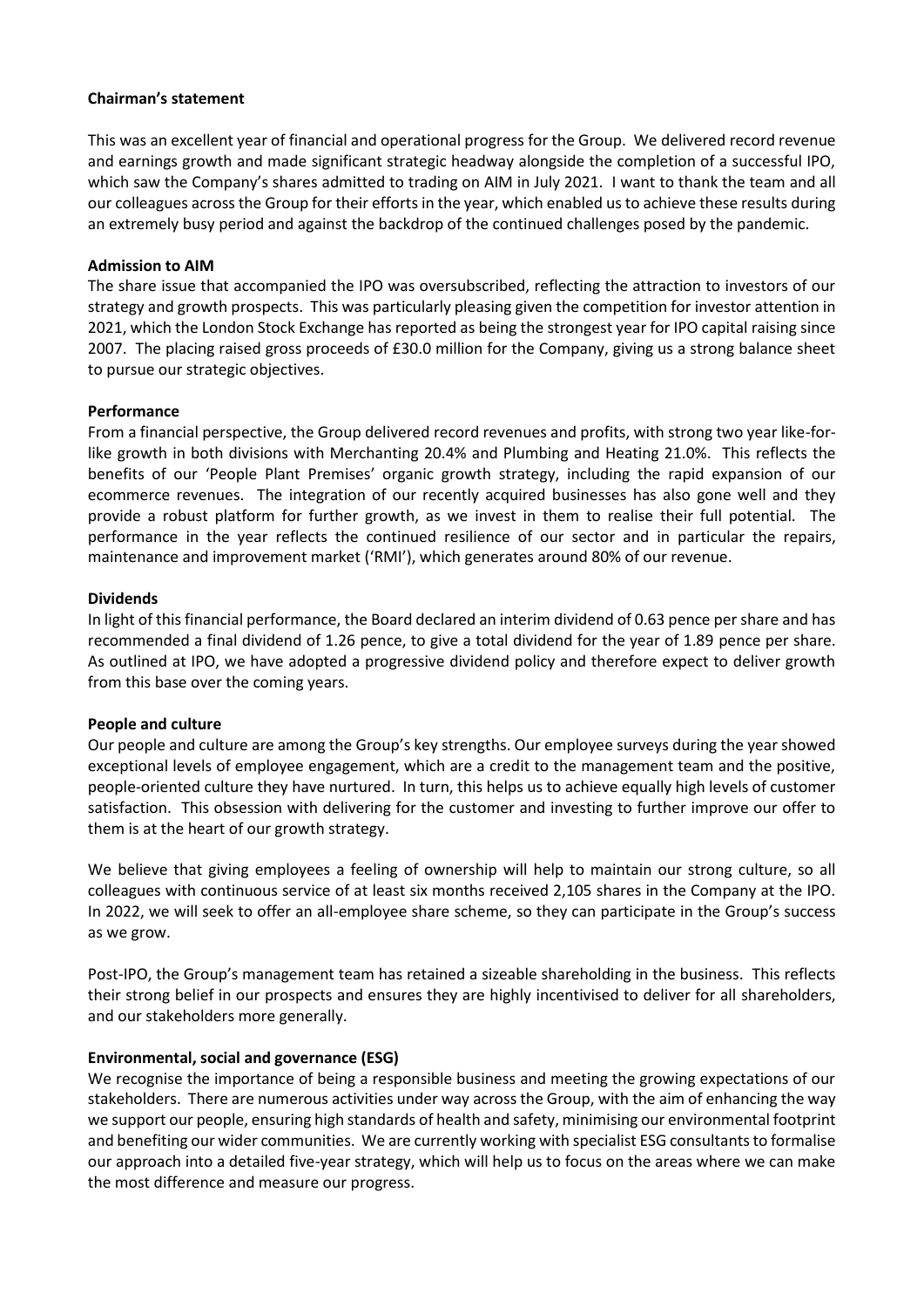## Chairman's statement

This was an excellent year of financial and operational progress for the Group. We delivered record revenue and earnings growth and made significant strategic headway alongside the completion of a successful IPO, which saw the Company's shares admitted to trading on AIM in July 2021. I want to thank the team and all our colleagues across the Group for their efforts in the year, which enabled us to achieve these results during an extremely busy period and against the backdrop of the continued challenges posed by the pandemic.

### Admission to AIM

The share issue that accompanied the IPO was oversubscribed, reflecting the attraction to investors of our strategy and growth prospects. This was particularly pleasing given the competition for investor attention in 2021, which the London Stock Exchange has reported as being the strongest year for IPO capital raising since 2007. The placing raised gross proceeds of £30.0 million for the Company, giving us a strong balance sheet to pursue our strategic objectives.

### Performance

From a financial perspective, the Group delivered record revenues and profits, with strong two year like-for-like growth in both divisions with Merchanting 20.4% and Plumbing and Heating 21.0%. This reflects the benefits of our 'People Plant Premises' organic growth strategy, including the rapid expansion of our ecommerce revenues. The integration of our recently acquired businesses has also gone well and they provide a robust platform for further growth, as we invest in them to realise their full potential. The performance in the year reflects the continued resilience of our sector and in particular the repairs, maintenance and improvement market ('RMI'), which generates around 80% of our revenue.

### Dividends

In light of this financial performance, the Board declared an interim dividend of 0.63 pence per share and has recommended a final dividend of 1.26 pence, to give a total dividend for the year of 1.89 pence per share. As outlined at IPO, we have adopted a progressive dividend policy and therefore expect to deliver growth from this base over the coming years.

### People and culture

Our people and culture are among the Group's key strengths. Our employee surveys during the year showed exceptional levels of employee engagement, which are a credit to the management team and the positive, people-oriented culture they have nurtured. In turn, this helps us to achieve equally high levels of customer satisfaction. This obsession with delivering for the customer and investing to further improve our offer to them is at the heart of our growth strategy.

We believe that giving employees a feeling of ownership will help to maintain our strong culture, so all colleagues with continuous service of at least six months received 2,105 shares in the Company at the IPO. In 2022, we will seek to offer an all-employee share scheme, so they can participate in the Group's success as we grow.

Post-IPO, the Group's management team has retained a sizeable shareholding in the business. This reflects their strong belief in our prospects and ensures they are highly incentivised to deliver for all shareholders, and our stakeholders more generally.

### Environmental, social and governance (ESG)

We recognise the importance of being a responsible business and meeting the growing expectations of our stakeholders. There are numerous activities under way across the Group, with the aim of enhancing the way we support our people, ensuring high standards of health and safety, minimising our environmental footprint and benefiting our wider communities. We are currently working with specialist ESG consultants to formalise our approach into a detailed five-year strategy, which will help us to focus on the areas where we can make the most difference and measure our progress.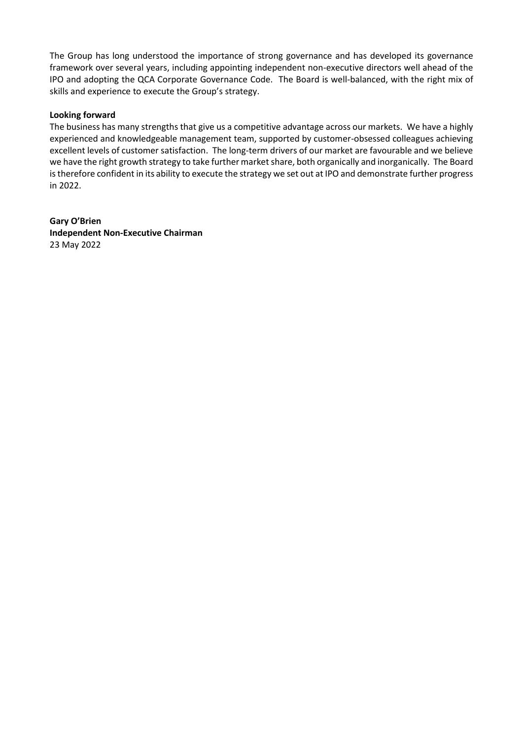The Group has long understood the importance of strong governance and has developed its governance framework over several years, including appointing independent non-executive directors well ahead of the IPO and adopting the QCA Corporate Governance Code. The Board is well-balanced, with the right mix of skills and experience to execute the Group's strategy.

**Looking forward**

The business has many strengths that give us a competitive advantage across our markets. We have a highly experienced and knowledgeable management team, supported by customer-obsessed colleagues achieving excellent levels of customer satisfaction. The long-term drivers of our market are favourable and we believe we have the right growth strategy to take further market share, both organically and inorganically. The Board is therefore confident in its ability to execute the strategy we set out at IPO and demonstrate further progress in 2022.

**Gary O'Brien**
**Independent Non-Executive Chairman**
23 May 2022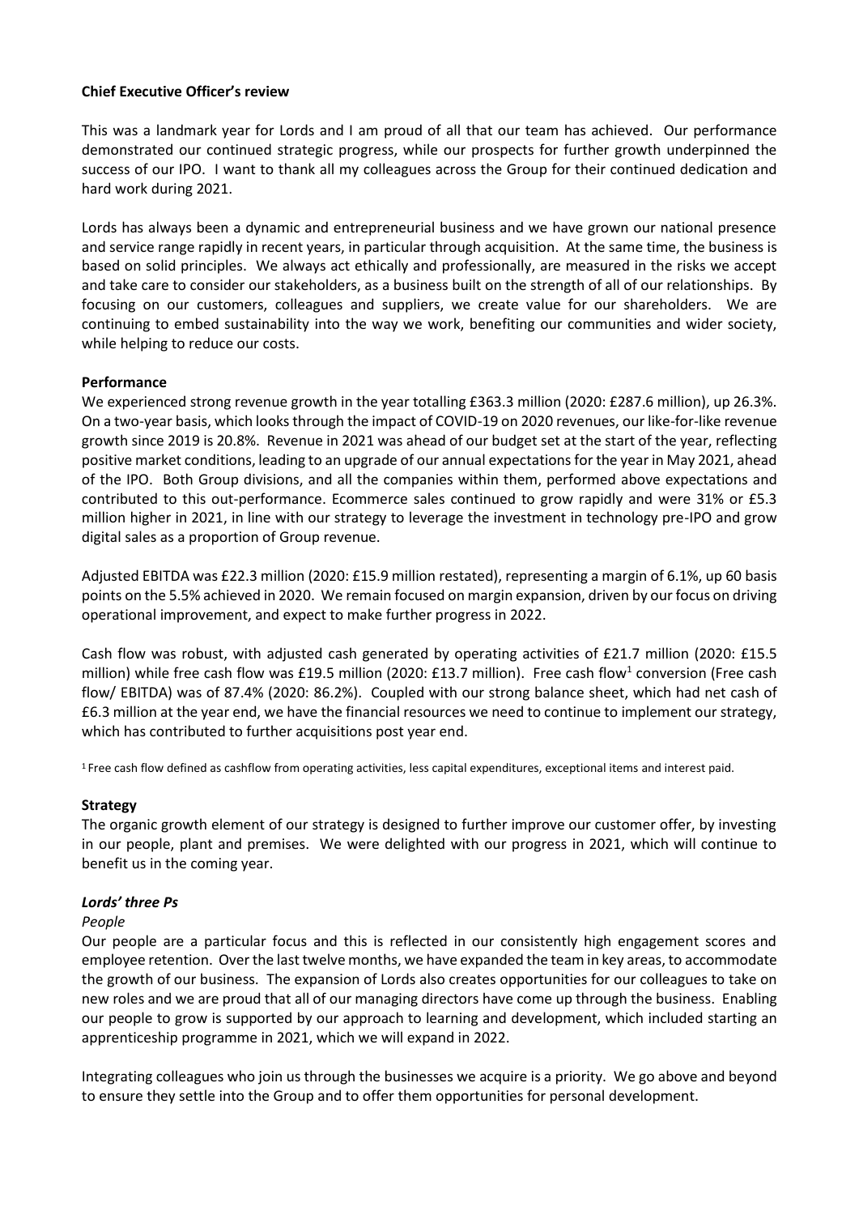**Chief Executive Officer's review**

This was a landmark year for Lords and I am proud of all that our team has achieved. Our performance demonstrated our continued strategic progress, while our prospects for further growth underpinned the success of our IPO. I want to thank all my colleagues across the Group for their continued dedication and hard work during 2021.

Lords has always been a dynamic and entrepreneurial business and we have grown our national presence and service range rapidly in recent years, in particular through acquisition. At the same time, the business is based on solid principles. We always act ethically and professionally, are measured in the risks we accept and take care to consider our stakeholders, as a business built on the strength of all of our relationships. By focusing on our customers, colleagues and suppliers, we create value for our shareholders. We are continuing to embed sustainability into the way we work, benefiting our communities and wider society, while helping to reduce our costs.

**Performance**

We experienced strong revenue growth in the year totalling £363.3 million (2020: £287.6 million), up 26.3%. On a two-year basis, which looks through the impact of COVID-19 on 2020 revenues, our like-for-like revenue growth since 2019 is 20.8%. Revenue in 2021 was ahead of our budget set at the start of the year, reflecting positive market conditions, leading to an upgrade of our annual expectations for the year in May 2021, ahead of the IPO. Both Group divisions, and all the companies within them, performed above expectations and contributed to this out-performance. Ecommerce sales continued to grow rapidly and were 31% or £5.3 million higher in 2021, in line with our strategy to leverage the investment in technology pre-IPO and grow digital sales as a proportion of Group revenue.

Adjusted EBITDA was £22.3 million (2020: £15.9 million restated), representing a margin of 6.1%, up 60 basis points on the 5.5% achieved in 2020. We remain focused on margin expansion, driven by our focus on driving operational improvement, and expect to make further progress in 2022.

Cash flow was robust, with adjusted cash generated by operating activities of £21.7 million (2020: £15.5 million) while free cash flow was £19.5 million (2020: £13.7 million). Free cash flow[1] conversion (Free cash flow/ EBITDA) was of 87.4% (2020: 86.2%). Coupled with our strong balance sheet, which had net cash of £6.3 million at the year end, we have the financial resources we need to continue to implement our strategy, which has contributed to further acquisitions post year end.

[1] Free cash flow defined as cashflow from operating activities, less capital expenditures, exceptional items and interest paid.

**Strategy**

The organic growth element of our strategy is designed to further improve our customer offer, by investing in our people, plant and premises. We were delighted with our progress in 2021, which will continue to benefit us in the coming year.

***Lords' three Ps***

*People*

Our people are a particular focus and this is reflected in our consistently high engagement scores and employee retention. Over the last twelve months, we have expanded the team in key areas, to accommodate the growth of our business. The expansion of Lords also creates opportunities for our colleagues to take on new roles and we are proud that all of our managing directors have come up through the business. Enabling our people to grow is supported by our approach to learning and development, which included starting an apprenticeship programme in 2021, which we will expand in 2022.

Integrating colleagues who join us through the businesses we acquire is a priority. We go above and beyond to ensure they settle into the Group and to offer them opportunities for personal development.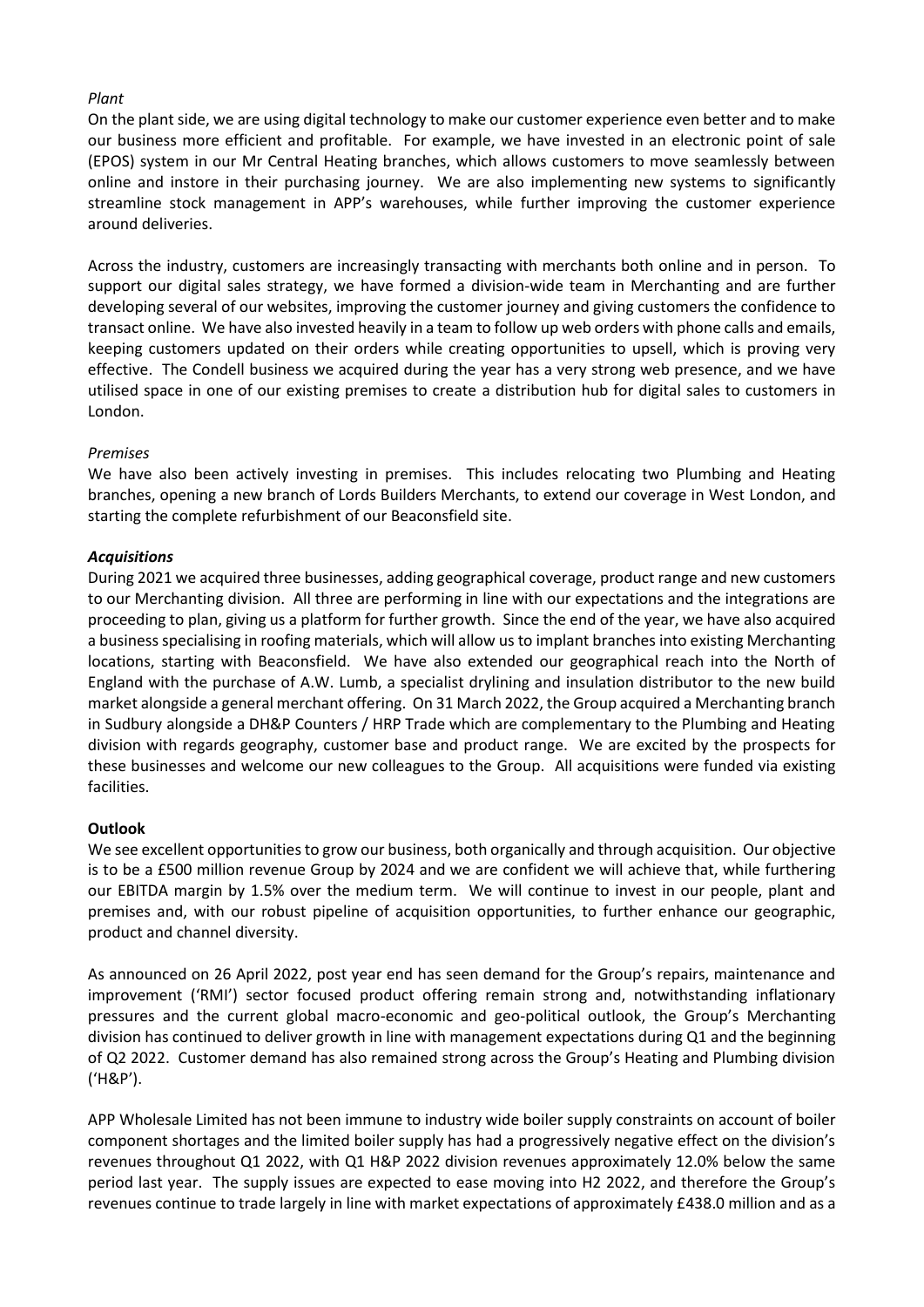*Plant*

On the plant side, we are using digital technology to make our customer experience even better and to make our business more efficient and profitable. For example, we have invested in an electronic point of sale (EPOS) system in our Mr Central Heating branches, which allows customers to move seamlessly between online and instore in their purchasing journey. We are also implementing new systems to significantly streamline stock management in APP's warehouses, while further improving the customer experience around deliveries.

Across the industry, customers are increasingly transacting with merchants both online and in person. To support our digital sales strategy, we have formed a division-wide team in Merchanting and are further developing several of our websites, improving the customer journey and giving customers the confidence to transact online. We have also invested heavily in a team to follow up web orders with phone calls and emails, keeping customers updated on their orders while creating opportunities to upsell, which is proving very effective. The Condell business we acquired during the year has a very strong web presence, and we have utilised space in one of our existing premises to create a distribution hub for digital sales to customers in London.

*Premises*

We have also been actively investing in premises. This includes relocating two Plumbing and Heating branches, opening a new branch of Lords Builders Merchants, to extend our coverage in West London, and starting the complete refurbishment of our Beaconsfield site.

***Acquisitions***

During 2021 we acquired three businesses, adding geographical coverage, product range and new customers to our Merchanting division. All three are performing in line with our expectations and the integrations are proceeding to plan, giving us a platform for further growth. Since the end of the year, we have also acquired a business specialising in roofing materials, which will allow us to implant branches into existing Merchanting locations, starting with Beaconsfield. We have also extended our geographical reach into the North of England with the purchase of A.W. Lumb, a specialist drylining and insulation distributor to the new build market alongside a general merchant offering. On 31 March 2022, the Group acquired a Merchanting branch in Sudbury alongside a DH&P Counters / HRP Trade which are complementary to the Plumbing and Heating division with regards geography, customer base and product range. We are excited by the prospects for these businesses and welcome our new colleagues to the Group. All acquisitions were funded via existing facilities.

**Outlook**

We see excellent opportunities to grow our business, both organically and through acquisition. Our objective is to be a £500 million revenue Group by 2024 and we are confident we will achieve that, while furthering our EBITDA margin by 1.5% over the medium term. We will continue to invest in our people, plant and premises and, with our robust pipeline of acquisition opportunities, to further enhance our geographic, product and channel diversity.

As announced on 26 April 2022, post year end has seen demand for the Group's repairs, maintenance and improvement ('RMI') sector focused product offering remain strong and, notwithstanding inflationary pressures and the current global macro-economic and geo-political outlook, the Group's Merchanting division has continued to deliver growth in line with management expectations during Q1 and the beginning of Q2 2022. Customer demand has also remained strong across the Group's Heating and Plumbing division ('H&P').

APP Wholesale Limited has not been immune to industry wide boiler supply constraints on account of boiler component shortages and the limited boiler supply has had a progressively negative effect on the division's revenues throughout Q1 2022, with Q1 H&P 2022 division revenues approximately 12.0% below the same period last year. The supply issues are expected to ease moving into H2 2022, and therefore the Group's revenues continue to trade largely in line with market expectations of approximately £438.0 million and as a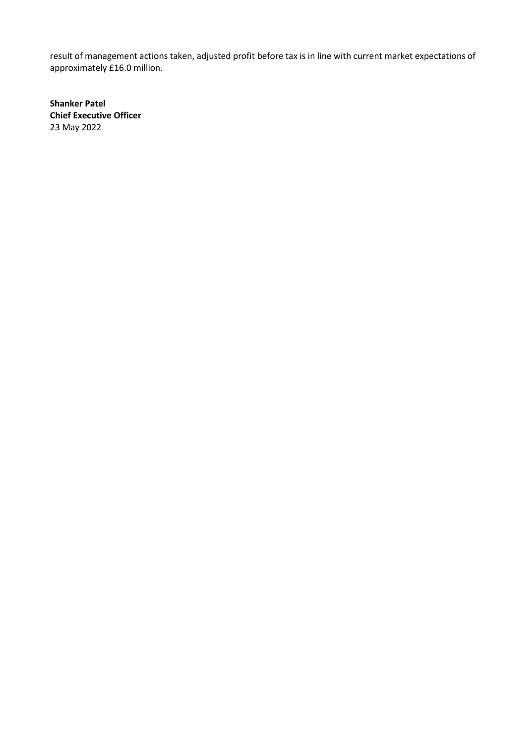result of management actions taken, adjusted profit before tax is in line with current market expectations of approximately £16.0 million.

**Shanker Patel**
**Chief Executive Officer**
23 May 2022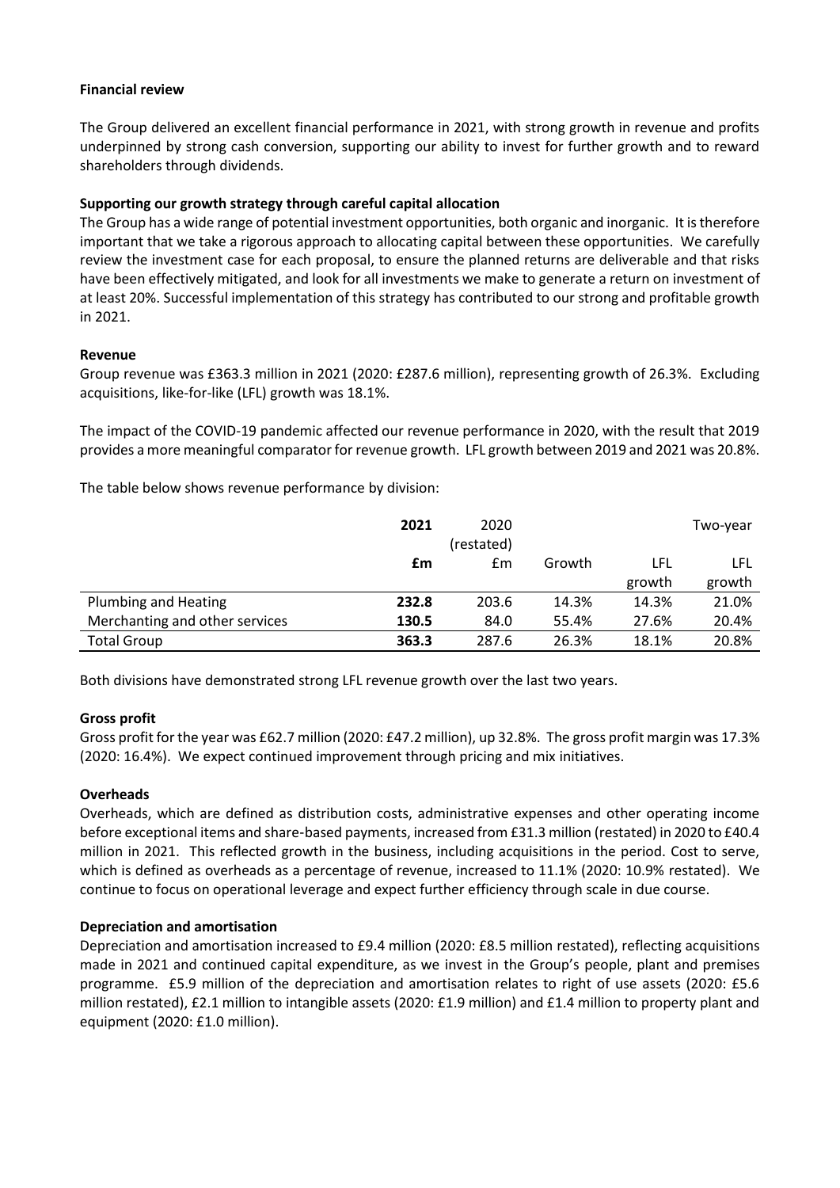**Financial review**

The Group delivered an excellent financial performance in 2021, with strong growth in revenue and profits underpinned by strong cash conversion, supporting our ability to invest for further growth and to reward shareholders through dividends.

**Supporting our growth strategy through careful capital allocation**

The Group has a wide range of potential investment opportunities, both organic and inorganic. It is therefore important that we take a rigorous approach to allocating capital between these opportunities. We carefully review the investment case for each proposal, to ensure the planned returns are deliverable and that risks have been effectively mitigated, and look for all investments we make to generate a return on investment of at least 20%. Successful implementation of this strategy has contributed to our strong and profitable growth in 2021.

**Revenue**

Group revenue was £363.3 million in 2021 (2020: £287.6 million), representing growth of 26.3%. Excluding acquisitions, like-for-like (LFL) growth was 18.1%.

The impact of the COVID-19 pandemic affected our revenue performance in 2020, with the result that 2019 provides a more meaningful comparator for revenue growth. LFL growth between 2019 and 2021 was 20.8%.

The table below shows revenue performance by division:

| | **2021** | 2020 (restated) | | | Two-year |
|---|---|---|---|---|---|
| | **£m** | £m | Growth | LFL growth | LFL growth |
| Plumbing and Heating | **232.8** | 203.6 | 14.3% | 14.3% | 21.0% |
| Merchanting and other services | **130.5** | 84.0 | 55.4% | 27.6% | 20.4% |
| Total Group | **363.3** | 287.6 | 26.3% | 18.1% | 20.8% |

Both divisions have demonstrated strong LFL revenue growth over the last two years.

**Gross profit**

Gross profit for the year was £62.7 million (2020: £47.2 million), up 32.8%. The gross profit margin was 17.3% (2020: 16.4%). We expect continued improvement through pricing and mix initiatives.

**Overheads**

Overheads, which are defined as distribution costs, administrative expenses and other operating income before exceptional items and share-based payments, increased from £31.3 million (restated) in 2020 to £40.4 million in 2021. This reflected growth in the business, including acquisitions in the period. Cost to serve, which is defined as overheads as a percentage of revenue, increased to 11.1% (2020: 10.9% restated). We continue to focus on operational leverage and expect further efficiency through scale in due course.

**Depreciation and amortisation**

Depreciation and amortisation increased to £9.4 million (2020: £8.5 million restated), reflecting acquisitions made in 2021 and continued capital expenditure, as we invest in the Group's people, plant and premises programme. £5.9 million of the depreciation and amortisation relates to right of use assets (2020: £5.6 million restated), £2.1 million to intangible assets (2020: £1.9 million) and £1.4 million to property plant and equipment (2020: £1.0 million).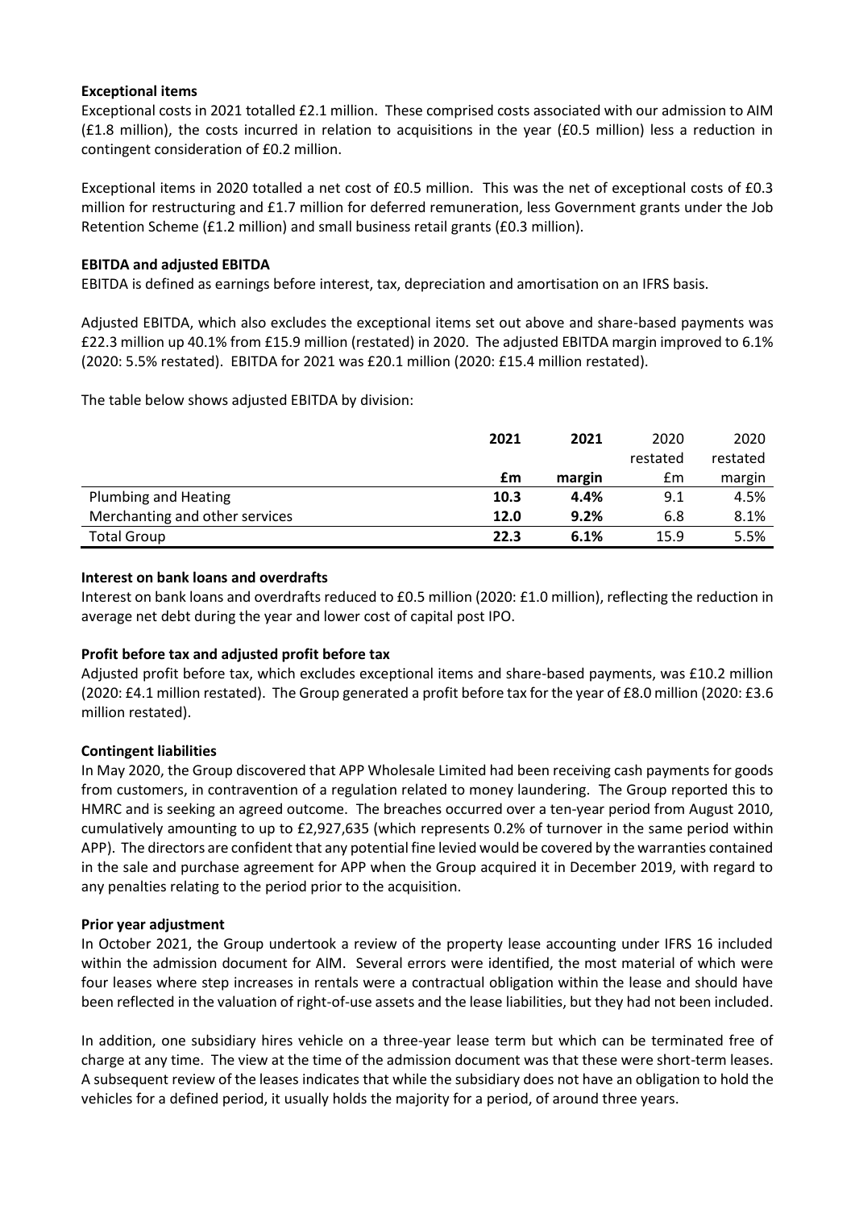**Exceptional items**

Exceptional costs in 2021 totalled £2.1 million. These comprised costs associated with our admission to AIM (£1.8 million), the costs incurred in relation to acquisitions in the year (£0.5 million) less a reduction in contingent consideration of £0.2 million.

Exceptional items in 2020 totalled a net cost of £0.5 million. This was the net of exceptional costs of £0.3 million for restructuring and £1.7 million for deferred remuneration, less Government grants under the Job Retention Scheme (£1.2 million) and small business retail grants (£0.3 million).

**EBITDA and adjusted EBITDA**

EBITDA is defined as earnings before interest, tax, depreciation and amortisation on an IFRS basis.

Adjusted EBITDA, which also excludes the exceptional items set out above and share-based payments was £22.3 million up 40.1% from £15.9 million (restated) in 2020. The adjusted EBITDA margin improved to 6.1% (2020: 5.5% restated). EBITDA for 2021 was £20.1 million (2020: £15.4 million restated).

The table below shows adjusted EBITDA by division:

| | **2021** | **2021** | 2020 restated | 2020 restated |
|---|---|---|---|---|
| | **£m** | **margin** | £m | margin |
| Plumbing and Heating | **10.3** | **4.4%** | 9.1 | 4.5% |
| Merchanting and other services | **12.0** | **9.2%** | 6.8 | 8.1% |
| Total Group | **22.3** | **6.1%** | 15.9 | 5.5% |

**Interest on bank loans and overdrafts**

Interest on bank loans and overdrafts reduced to £0.5 million (2020: £1.0 million), reflecting the reduction in average net debt during the year and lower cost of capital post IPO.

**Profit before tax and adjusted profit before tax**

Adjusted profit before tax, which excludes exceptional items and share-based payments, was £10.2 million (2020: £4.1 million restated). The Group generated a profit before tax for the year of £8.0 million (2020: £3.6 million restated).

**Contingent liabilities**

In May 2020, the Group discovered that APP Wholesale Limited had been receiving cash payments for goods from customers, in contravention of a regulation related to money laundering. The Group reported this to HMRC and is seeking an agreed outcome. The breaches occurred over a ten-year period from August 2010, cumulatively amounting to up to £2,927,635 (which represents 0.2% of turnover in the same period within APP). The directors are confident that any potential fine levied would be covered by the warranties contained in the sale and purchase agreement for APP when the Group acquired it in December 2019, with regard to any penalties relating to the period prior to the acquisition.

**Prior year adjustment**

In October 2021, the Group undertook a review of the property lease accounting under IFRS 16 included within the admission document for AIM. Several errors were identified, the most material of which were four leases where step increases in rentals were a contractual obligation within the lease and should have been reflected in the valuation of right-of-use assets and the lease liabilities, but they had not been included.

In addition, one subsidiary hires vehicle on a three-year lease term but which can be terminated free of charge at any time. The view at the time of the admission document was that these were short-term leases. A subsequent review of the leases indicates that while the subsidiary does not have an obligation to hold the vehicles for a defined period, it usually holds the majority for a period, of around three years.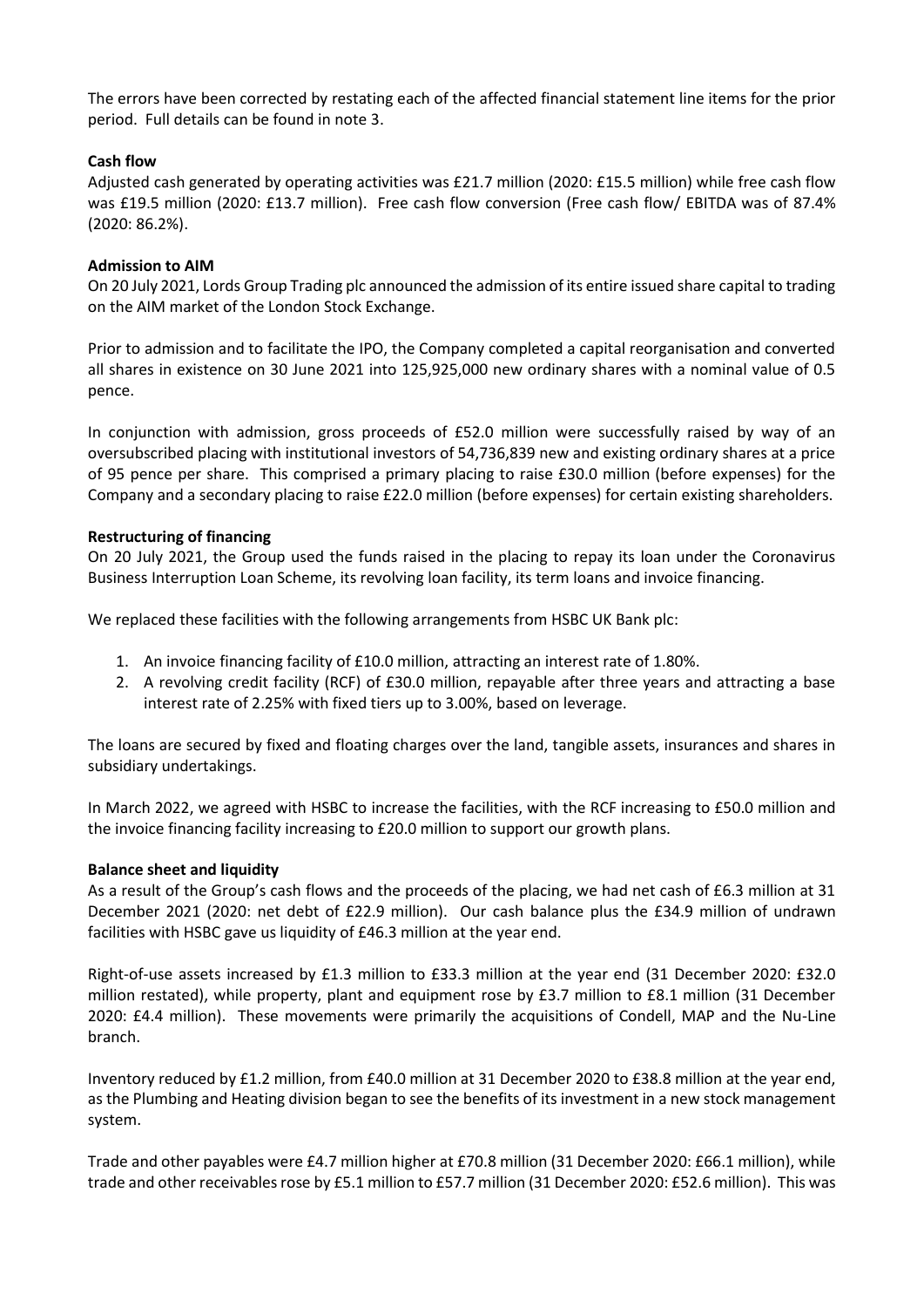The errors have been corrected by restating each of the affected financial statement line items for the prior period. Full details can be found in note 3.

**Cash flow**

Adjusted cash generated by operating activities was £21.7 million (2020: £15.5 million) while free cash flow was £19.5 million (2020: £13.7 million). Free cash flow conversion (Free cash flow/ EBITDA was of 87.4% (2020: 86.2%).

**Admission to AIM**

On 20 July 2021, Lords Group Trading plc announced the admission of its entire issued share capital to trading on the AIM market of the London Stock Exchange.

Prior to admission and to facilitate the IPO, the Company completed a capital reorganisation and converted all shares in existence on 30 June 2021 into 125,925,000 new ordinary shares with a nominal value of 0.5 pence.

In conjunction with admission, gross proceeds of £52.0 million were successfully raised by way of an oversubscribed placing with institutional investors of 54,736,839 new and existing ordinary shares at a price of 95 pence per share. This comprised a primary placing to raise £30.0 million (before expenses) for the Company and a secondary placing to raise £22.0 million (before expenses) for certain existing shareholders.

**Restructuring of financing**

On 20 July 2021, the Group used the funds raised in the placing to repay its loan under the Coronavirus Business Interruption Loan Scheme, its revolving loan facility, its term loans and invoice financing.

We replaced these facilities with the following arrangements from HSBC UK Bank plc:

1. An invoice financing facility of £10.0 million, attracting an interest rate of 1.80%.
2. A revolving credit facility (RCF) of £30.0 million, repayable after three years and attracting a base interest rate of 2.25% with fixed tiers up to 3.00%, based on leverage.

The loans are secured by fixed and floating charges over the land, tangible assets, insurances and shares in subsidiary undertakings.

In March 2022, we agreed with HSBC to increase the facilities, with the RCF increasing to £50.0 million and the invoice financing facility increasing to £20.0 million to support our growth plans.

**Balance sheet and liquidity**

As a result of the Group's cash flows and the proceeds of the placing, we had net cash of £6.3 million at 31 December 2021 (2020: net debt of £22.9 million). Our cash balance plus the £34.9 million of undrawn facilities with HSBC gave us liquidity of £46.3 million at the year end.

Right-of-use assets increased by £1.3 million to £33.3 million at the year end (31 December 2020: £32.0 million restated), while property, plant and equipment rose by £3.7 million to £8.1 million (31 December 2020: £4.4 million). These movements were primarily the acquisitions of Condell, MAP and the Nu-Line branch.

Inventory reduced by £1.2 million, from £40.0 million at 31 December 2020 to £38.8 million at the year end, as the Plumbing and Heating division began to see the benefits of its investment in a new stock management system.

Trade and other payables were £4.7 million higher at £70.8 million (31 December 2020: £66.1 million), while trade and other receivables rose by £5.1 million to £57.7 million (31 December 2020: £52.6 million). This was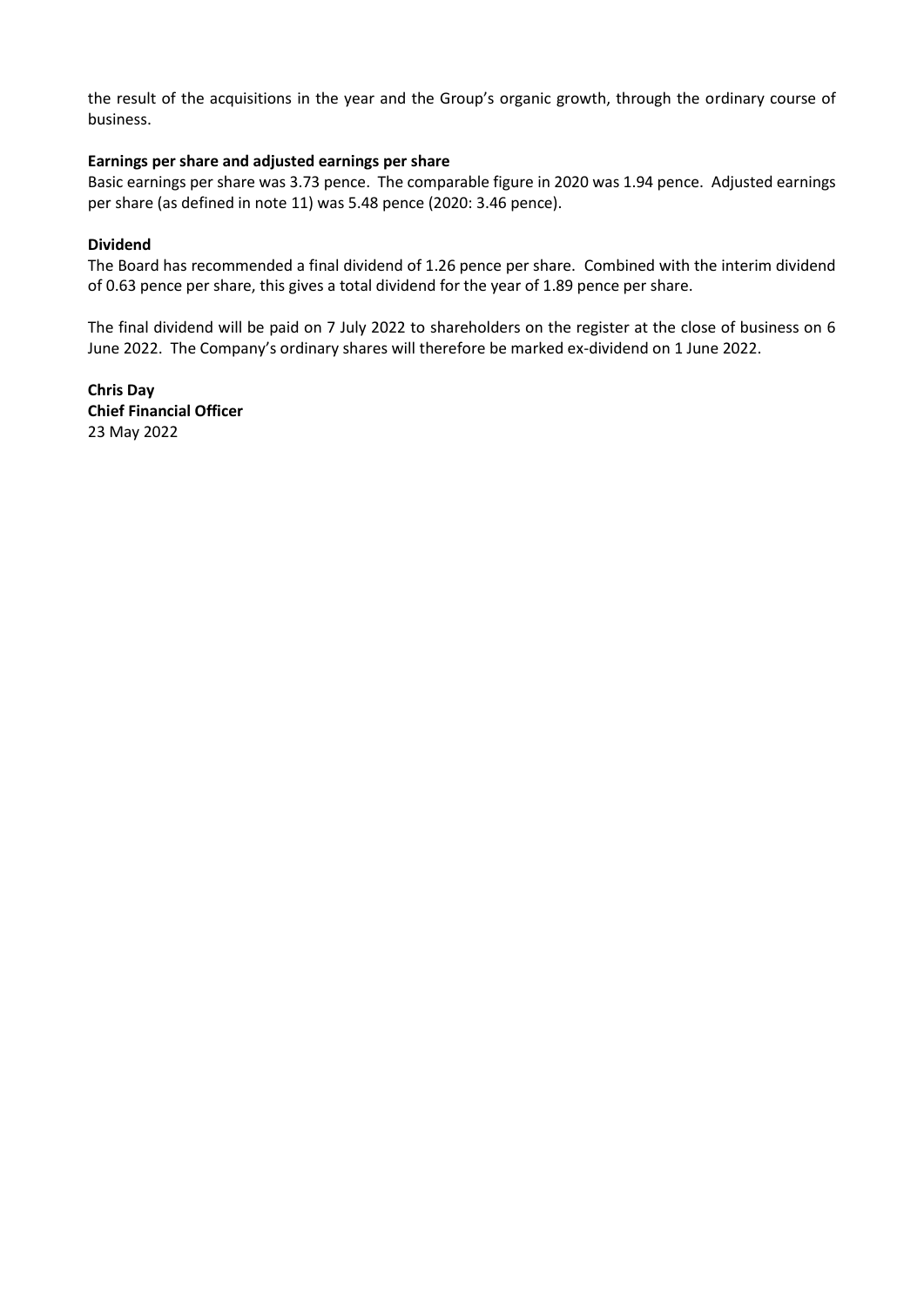the result of the acquisitions in the year and the Group's organic growth, through the ordinary course of business.

**Earnings per share and adjusted earnings per share**

Basic earnings per share was 3.73 pence. The comparable figure in 2020 was 1.94 pence. Adjusted earnings per share (as defined in note 11) was 5.48 pence (2020: 3.46 pence).

**Dividend**

The Board has recommended a final dividend of 1.26 pence per share. Combined with the interim dividend of 0.63 pence per share, this gives a total dividend for the year of 1.89 pence per share.

The final dividend will be paid on 7 July 2022 to shareholders on the register at the close of business on 6 June 2022. The Company's ordinary shares will therefore be marked ex-dividend on 1 June 2022.

**Chris Day**
**Chief Financial Officer**
23 May 2022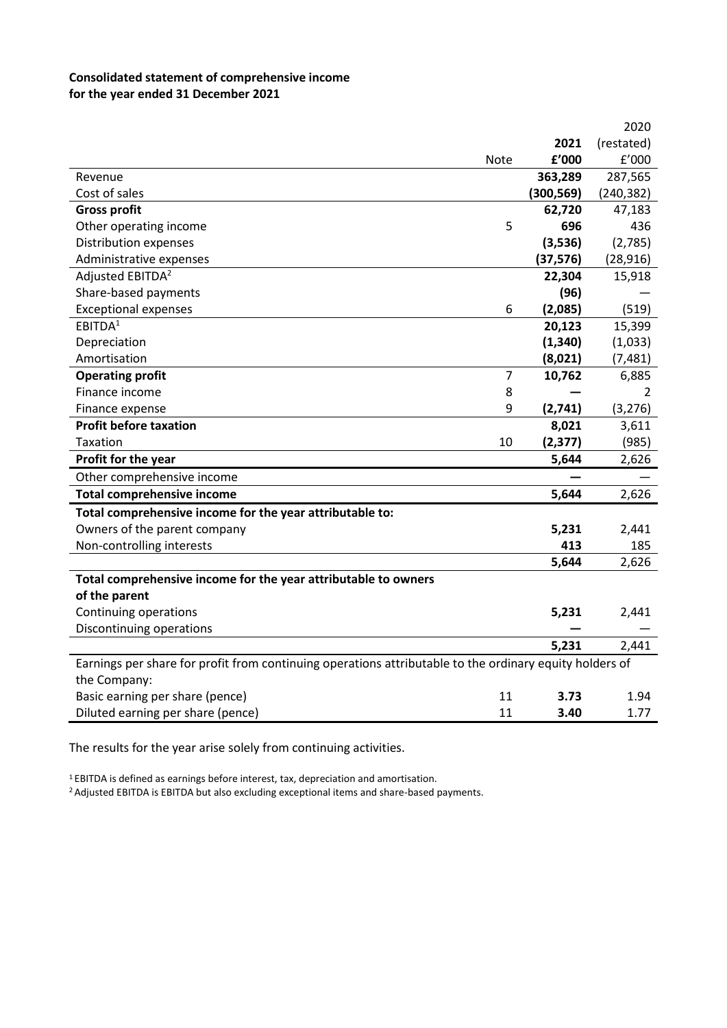**Consolidated statement of comprehensive income**
**for the year ended 31 December 2021**

| | Note | 2021<br>£'000 | 2020<br>(restated)<br>£'000 |
|---|---|---|---|
| Revenue | | **363,289** | 287,565 |
| Cost of sales | | **(300,569)** | (240,382) |
| **Gross profit** | | **62,720** | 47,183 |
| Other operating income | 5 | **696** | 436 |
| Distribution expenses | | **(3,536)** | (2,785) |
| Administrative expenses | | **(37,576)** | (28,916) |
| Adjusted EBITDA[2] | | **22,304** | 15,918 |
| Share-based payments | | **(96)** | — |
| Exceptional expenses | 6 | **(2,085)** | (519) |
| EBITDA[1] | | **20,123** | 15,399 |
| Depreciation | | **(1,340)** | (1,033) |
| Amortisation | | **(8,021)** | (7,481) |
| **Operating profit** | 7 | **10,762** | 6,885 |
| Finance income | 8 | **—** | 2 |
| Finance expense | 9 | **(2,741)** | (3,276) |
| **Profit before taxation** | | **8,021** | 3,611 |
| Taxation | 10 | **(2,377)** | (985) |
| **Profit for the year** | | **5,644** | 2,626 |
| Other comprehensive income | | **—** | — |
| **Total comprehensive income** | | **5,644** | 2,626 |
| **Total comprehensive income for the year attributable to:** | | | |
| Owners of the parent company | | **5,231** | 2,441 |
| Non-controlling interests | | **413** | 185 |
| | | **5,644** | 2,626 |
| **Total comprehensive income for the year attributable to owners of the parent** | | | |
| Continuing operations | | **5,231** | 2,441 |
| Discontinuing operations | | **—** | — |
| | | **5,231** | 2,441 |
| Earnings per share for profit from continuing operations attributable to the ordinary equity holders of the Company: | | | |
| Basic earning per share (pence) | 11 | **3.73** | 1.94 |
| Diluted earning per share (pence) | 11 | **3.40** | 1.77 |

The results for the year arise solely from continuing activities.

[1] EBITDA is defined as earnings before interest, tax, depreciation and amortisation.

[2] Adjusted EBITDA is EBITDA but also excluding exceptional items and share-based payments.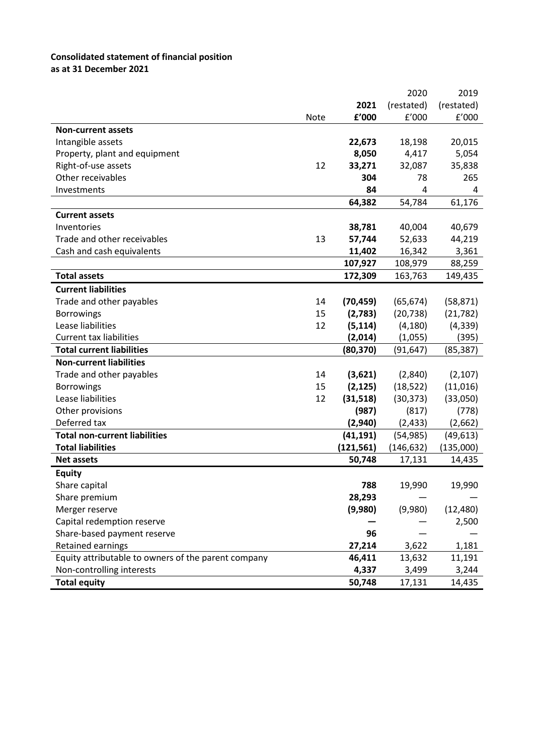**Consolidated statement of financial position**
**as at 31 December 2021**

| | Note | **2021 £'000** | 2020 (restated) £'000 | 2019 (restated) £'000 |
|---|---|---|---|---|
| **Non-current assets** | | | | |
| Intangible assets | | **22,673** | 18,198 | 20,015 |
| Property, plant and equipment | | **8,050** | 4,417 | 5,054 |
| Right-of-use assets | 12 | **33,271** | 32,087 | 35,838 |
| Other receivables | | **304** | 78 | 265 |
| Investments | | **84** | 4 | 4 |
| | | **64,382** | 54,784 | 61,176 |
| **Current assets** | | | | |
| Inventories | | **38,781** | 40,004 | 40,679 |
| Trade and other receivables | 13 | **57,744** | 52,633 | 44,219 |
| Cash and cash equivalents | | **11,402** | 16,342 | 3,361 |
| | | **107,927** | 108,979 | 88,259 |
| **Total assets** | | **172,309** | 163,763 | 149,435 |
| **Current liabilities** | | | | |
| Trade and other payables | 14 | **(70,459)** | (65,674) | (58,871) |
| Borrowings | 15 | **(2,783)** | (20,738) | (21,782) |
| Lease liabilities | 12 | **(5,114)** | (4,180) | (4,339) |
| Current tax liabilities | | **(2,014)** | (1,055) | (395) |
| **Total current liabilities** | | **(80,370)** | (91,647) | (85,387) |
| **Non-current liabilities** | | | | |
| Trade and other payables | 14 | **(3,621)** | (2,840) | (2,107) |
| Borrowings | 15 | **(2,125)** | (18,522) | (11,016) |
| Lease liabilities | 12 | **(31,518)** | (30,373) | (33,050) |
| Other provisions | | **(987)** | (817) | (778) |
| Deferred tax | | **(2,940)** | (2,433) | (2,662) |
| **Total non-current liabilities** | | **(41,191)** | (54,985) | (49,613) |
| **Total liabilities** | | **(121,561)** | (146,632) | (135,000) |
| **Net assets** | | **50,748** | 17,131 | 14,435 |
| **Equity** | | | | |
| Share capital | | **788** | 19,990 | 19,990 |
| Share premium | | **28,293** | — | — |
| Merger reserve | | **(9,980)** | (9,980) | (12,480) |
| Capital redemption reserve | | **—** | — | 2,500 |
| Share-based payment reserve | | **96** | — | — |
| Retained earnings | | **27,214** | 3,622 | 1,181 |
| Equity attributable to owners of the parent company | | **46,411** | 13,632 | 11,191 |
| Non-controlling interests | | **4,337** | 3,499 | 3,244 |
| **Total equity** | | **50,748** | 17,131 | 14,435 |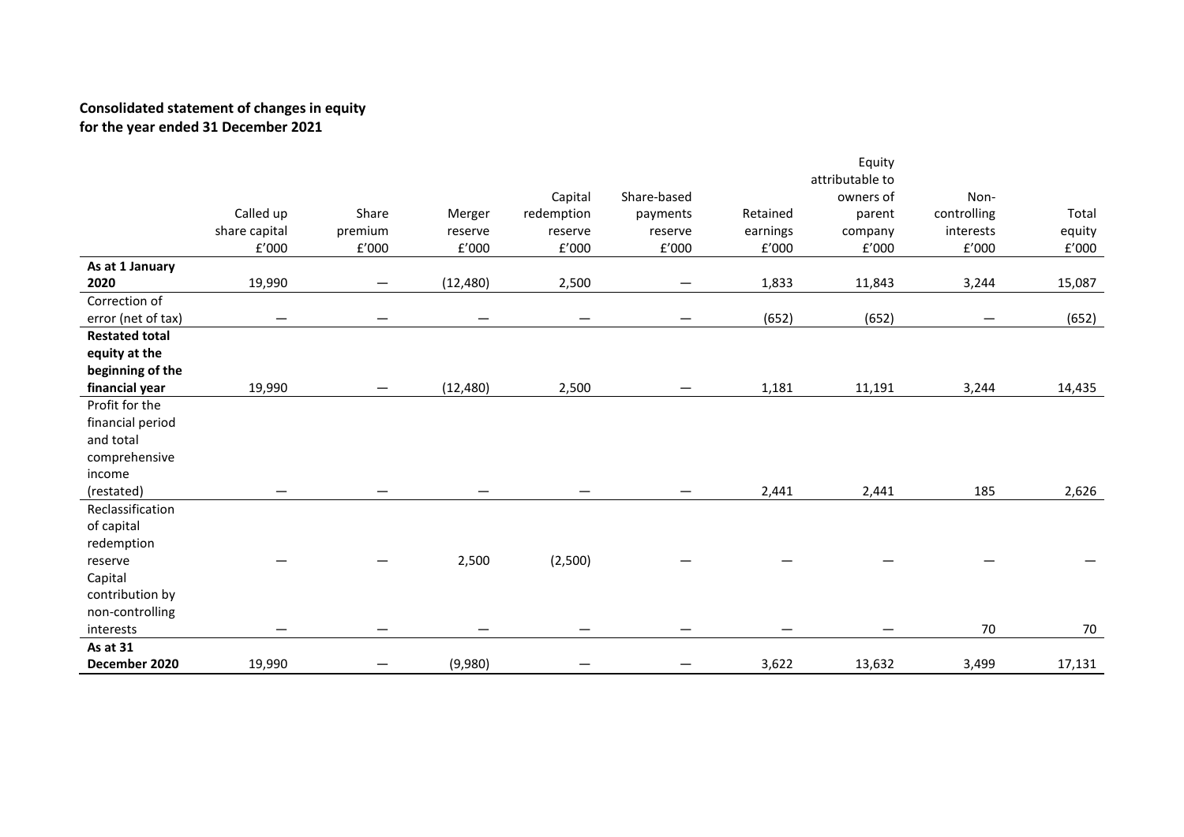**Consolidated statement of changes in equity**
**for the year ended 31 December 2021**

| | Called up share capital £'000 | Share premium £'000 | Merger reserve £'000 | Capital redemption reserve £'000 | Share-based payments reserve £'000 | Retained earnings £'000 | Equity attributable to owners of parent company £'000 | Non-controlling interests £'000 | Total equity £'000 |
|---|---|---|---|---|---|---|---|---|---|
| **As at 1 January 2020** | 19,990 | — | (12,480) | 2,500 | — | 1,833 | 11,843 | 3,244 | 15,087 |
| Correction of error (net of tax) | — | — | — | — | — | (652) | (652) | — | (652) |
| **Restated total equity at the beginning of the financial year** | 19,990 | — | (12,480) | 2,500 | — | 1,181 | 11,191 | 3,244 | 14,435 |
| Profit for the financial period and total comprehensive income (restated) | — | — | — | — | — | 2,441 | 2,441 | 185 | 2,626 |
| Reclassification of capital redemption reserve | — | — | 2,500 | (2,500) | — | — | — | — | — |
| Capital contribution by non-controlling interests | — | — | — | — | — | — | — | 70 | 70 |
| **As at 31 December 2020** | 19,990 | — | (9,980) | — | — | 3,622 | 13,632 | 3,499 | 17,131 |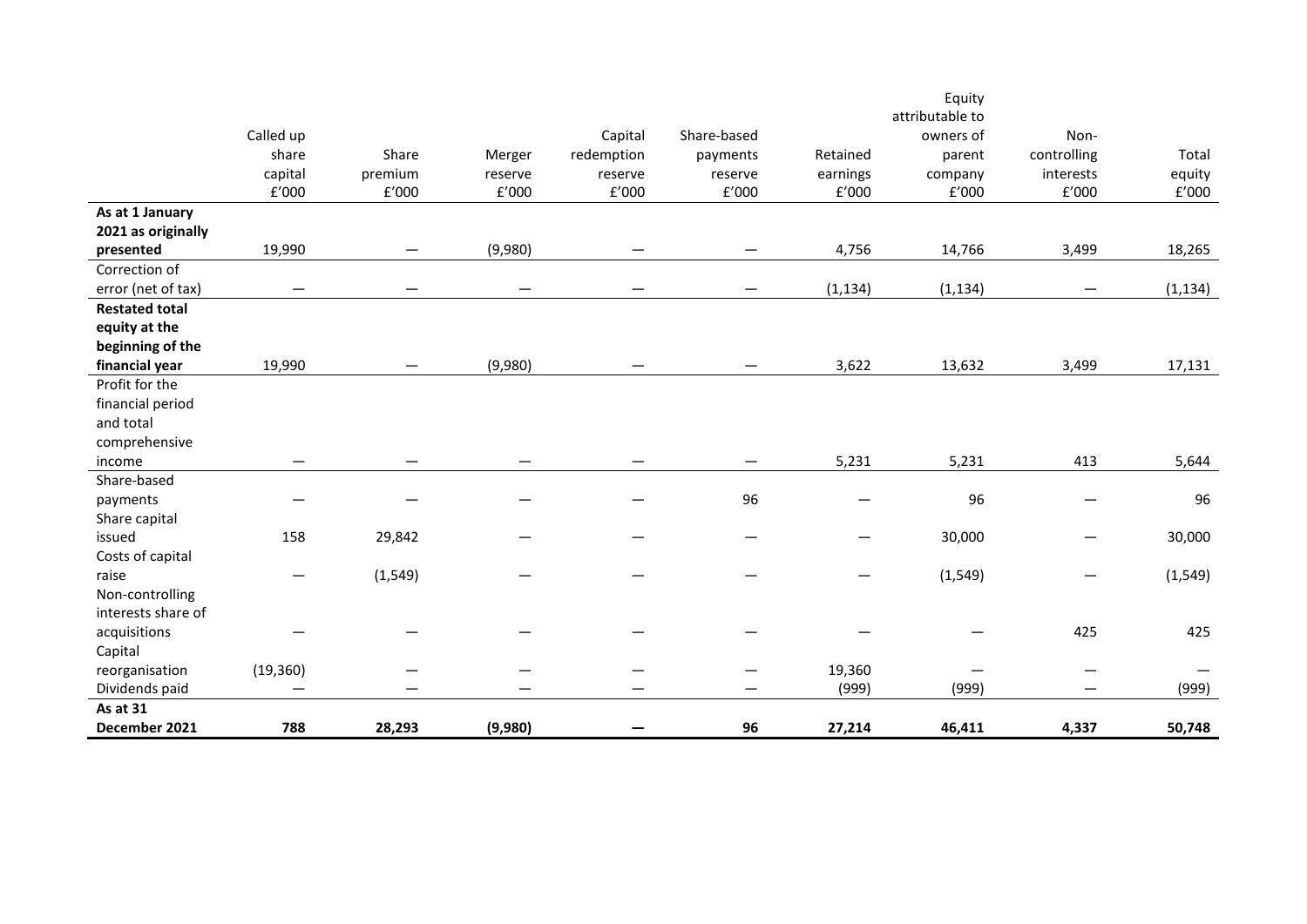| | Called up share capital £'000 | Share premium £'000 | Merger reserve £'000 | Capital redemption reserve £'000 | Share-based payments reserve £'000 | Retained earnings £'000 | Equity attributable to owners of parent company £'000 | Non-controlling interests £'000 | Total equity £'000 |
|---|---|---|---|---|---|---|---|---|---|
| **As at 1 January 2021 as originally presented** | 19,990 | — | (9,980) | — | — | 4,756 | 14,766 | 3,499 | 18,265 |
| Correction of error (net of tax) | — | — | — | — | — | (1,134) | (1,134) | — | (1,134) |
| **Restated total equity at the beginning of the financial year** | 19,990 | — | (9,980) | — | — | 3,622 | 13,632 | 3,499 | 17,131 |
| Profit for the financial period and total comprehensive income | — | — | — | — | — | 5,231 | 5,231 | 413 | 5,644 |
| Share-based payments | — | — | — | — | 96 | — | 96 | — | 96 |
| Share capital issued | 158 | 29,842 | — | — | — | — | 30,000 | — | 30,000 |
| Costs of capital raise | — | (1,549) | — | — | — | — | (1,549) | — | (1,549) |
| Non-controlling interests share of acquisitions | — | — | — | — | — | — | — | 425 | 425 |
| Capital reorganisation | (19,360) | — | — | — | — | 19,360 | — | — | — |
| Dividends paid | — | — | — | — | — | (999) | (999) | — | (999) |
| **As at 31 December 2021** | **788** | **28,293** | **(9,980)** | **—** | **96** | **27,214** | **46,411** | **4,337** | **50,748** |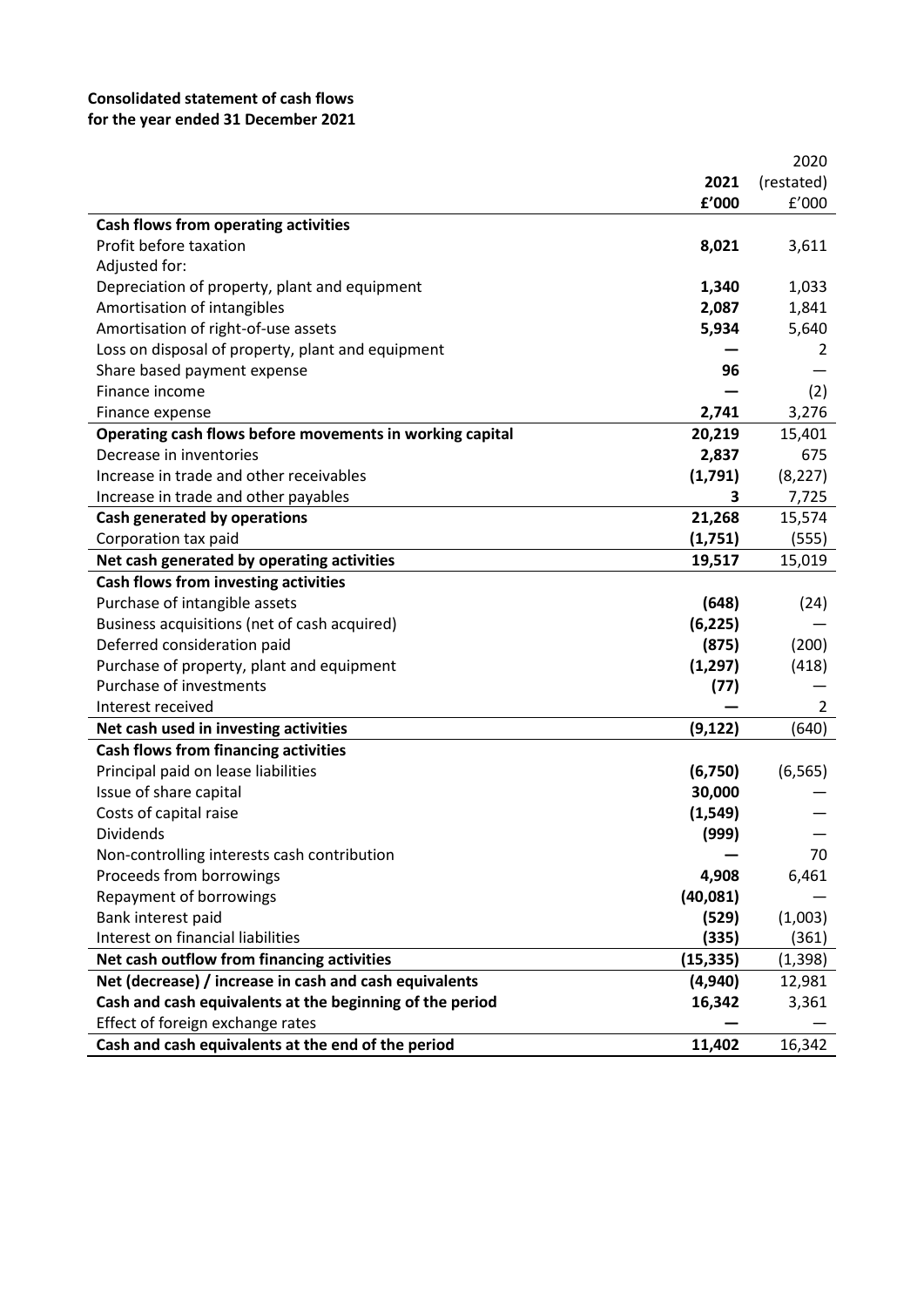**Consolidated statement of cash flows**
**for the year ended 31 December 2021**

| | **2021** | 2020 (restated) |
|---|---|---|
| | **£'000** | £'000 |
| **Cash flows from operating activities** | | |
| Profit before taxation | **8,021** | 3,611 |
| Adjusted for: | | |
| Depreciation of property, plant and equipment | **1,340** | 1,033 |
| Amortisation of intangibles | **2,087** | 1,841 |
| Amortisation of right-of-use assets | **5,934** | 5,640 |
| Loss on disposal of property, plant and equipment | **—** | 2 |
| Share based payment expense | **96** | — |
| Finance income | **—** | (2) |
| Finance expense | **2,741** | 3,276 |
| **Operating cash flows before movements in working capital** | **20,219** | 15,401 |
| Decrease in inventories | **2,837** | 675 |
| Increase in trade and other receivables | **(1,791)** | (8,227) |
| Increase in trade and other payables | **3** | 7,725 |
| **Cash generated by operations** | **21,268** | 15,574 |
| Corporation tax paid | **(1,751)** | (555) |
| **Net cash generated by operating activities** | **19,517** | 15,019 |
| **Cash flows from investing activities** | | |
| Purchase of intangible assets | **(648)** | (24) |
| Business acquisitions (net of cash acquired) | **(6,225)** | — |
| Deferred consideration paid | **(875)** | (200) |
| Purchase of property, plant and equipment | **(1,297)** | (418) |
| Purchase of investments | **(77)** | — |
| Interest received | **—** | 2 |
| **Net cash used in investing activities** | **(9,122)** | (640) |
| **Cash flows from financing activities** | | |
| Principal paid on lease liabilities | **(6,750)** | (6,565) |
| Issue of share capital | **30,000** | — |
| Costs of capital raise | **(1,549)** | — |
| Dividends | **(999)** | — |
| Non-controlling interests cash contribution | **—** | 70 |
| Proceeds from borrowings | **4,908** | 6,461 |
| Repayment of borrowings | **(40,081)** | — |
| Bank interest paid | **(529)** | (1,003) |
| Interest on financial liabilities | **(335)** | (361) |
| **Net cash outflow from financing activities** | **(15,335)** | (1,398) |
| **Net (decrease) / increase in cash and cash equivalents** | **(4,940)** | 12,981 |
| **Cash and cash equivalents at the beginning of the period** | **16,342** | 3,361 |
| Effect of foreign exchange rates | **—** | — |
| **Cash and cash equivalents at the end of the period** | **11,402** | 16,342 |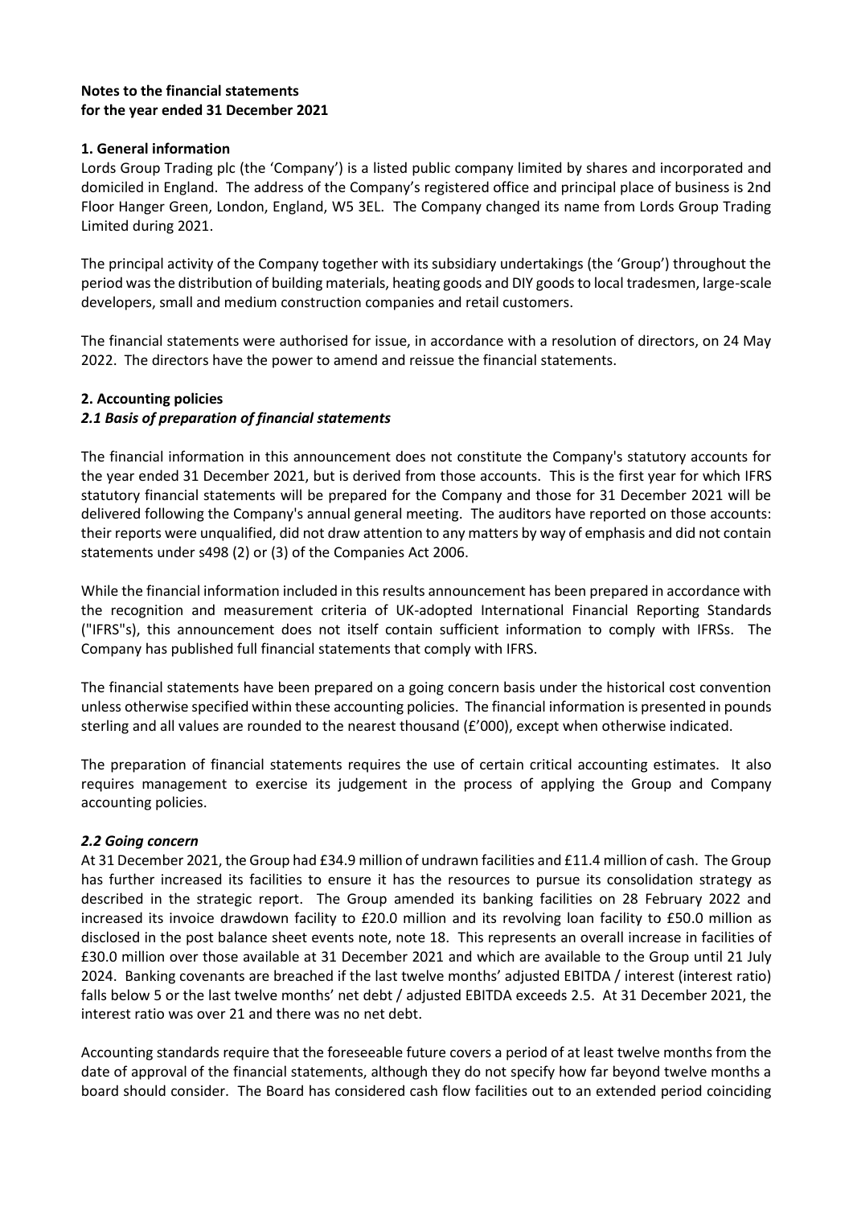**Notes to the financial statements**
**for the year ended 31 December 2021**

**1. General information**

Lords Group Trading plc (the 'Company') is a listed public company limited by shares and incorporated and domiciled in England. The address of the Company's registered office and principal place of business is 2nd Floor Hanger Green, London, England, W5 3EL. The Company changed its name from Lords Group Trading Limited during 2021.

The principal activity of the Company together with its subsidiary undertakings (the 'Group') throughout the period was the distribution of building materials, heating goods and DIY goods to local tradesmen, large-scale developers, small and medium construction companies and retail customers.

The financial statements were authorised for issue, in accordance with a resolution of directors, on 24 May 2022. The directors have the power to amend and reissue the financial statements.

**2. Accounting policies**

***2.1 Basis of preparation of financial statements***

The financial information in this announcement does not constitute the Company's statutory accounts for the year ended 31 December 2021, but is derived from those accounts. This is the first year for which IFRS statutory financial statements will be prepared for the Company and those for 31 December 2021 will be delivered following the Company's annual general meeting. The auditors have reported on those accounts: their reports were unqualified, did not draw attention to any matters by way of emphasis and did not contain statements under s498 (2) or (3) of the Companies Act 2006.

While the financial information included in this results announcement has been prepared in accordance with the recognition and measurement criteria of UK-adopted International Financial Reporting Standards ("IFRS"s), this announcement does not itself contain sufficient information to comply with IFRSs. The Company has published full financial statements that comply with IFRS.

The financial statements have been prepared on a going concern basis under the historical cost convention unless otherwise specified within these accounting policies. The financial information is presented in pounds sterling and all values are rounded to the nearest thousand (£'000), except when otherwise indicated.

The preparation of financial statements requires the use of certain critical accounting estimates. It also requires management to exercise its judgement in the process of applying the Group and Company accounting policies.

***2.2 Going concern***

At 31 December 2021, the Group had £34.9 million of undrawn facilities and £11.4 million of cash. The Group has further increased its facilities to ensure it has the resources to pursue its consolidation strategy as described in the strategic report. The Group amended its banking facilities on 28 February 2022 and increased its invoice drawdown facility to £20.0 million and its revolving loan facility to £50.0 million as disclosed in the post balance sheet events note, note 18. This represents an overall increase in facilities of £30.0 million over those available at 31 December 2021 and which are available to the Group until 21 July 2024. Banking covenants are breached if the last twelve months' adjusted EBITDA / interest (interest ratio) falls below 5 or the last twelve months' net debt / adjusted EBITDA exceeds 2.5. At 31 December 2021, the interest ratio was over 21 and there was no net debt.

Accounting standards require that the foreseeable future covers a period of at least twelve months from the date of approval of the financial statements, although they do not specify how far beyond twelve months a board should consider. The Board has considered cash flow facilities out to an extended period coinciding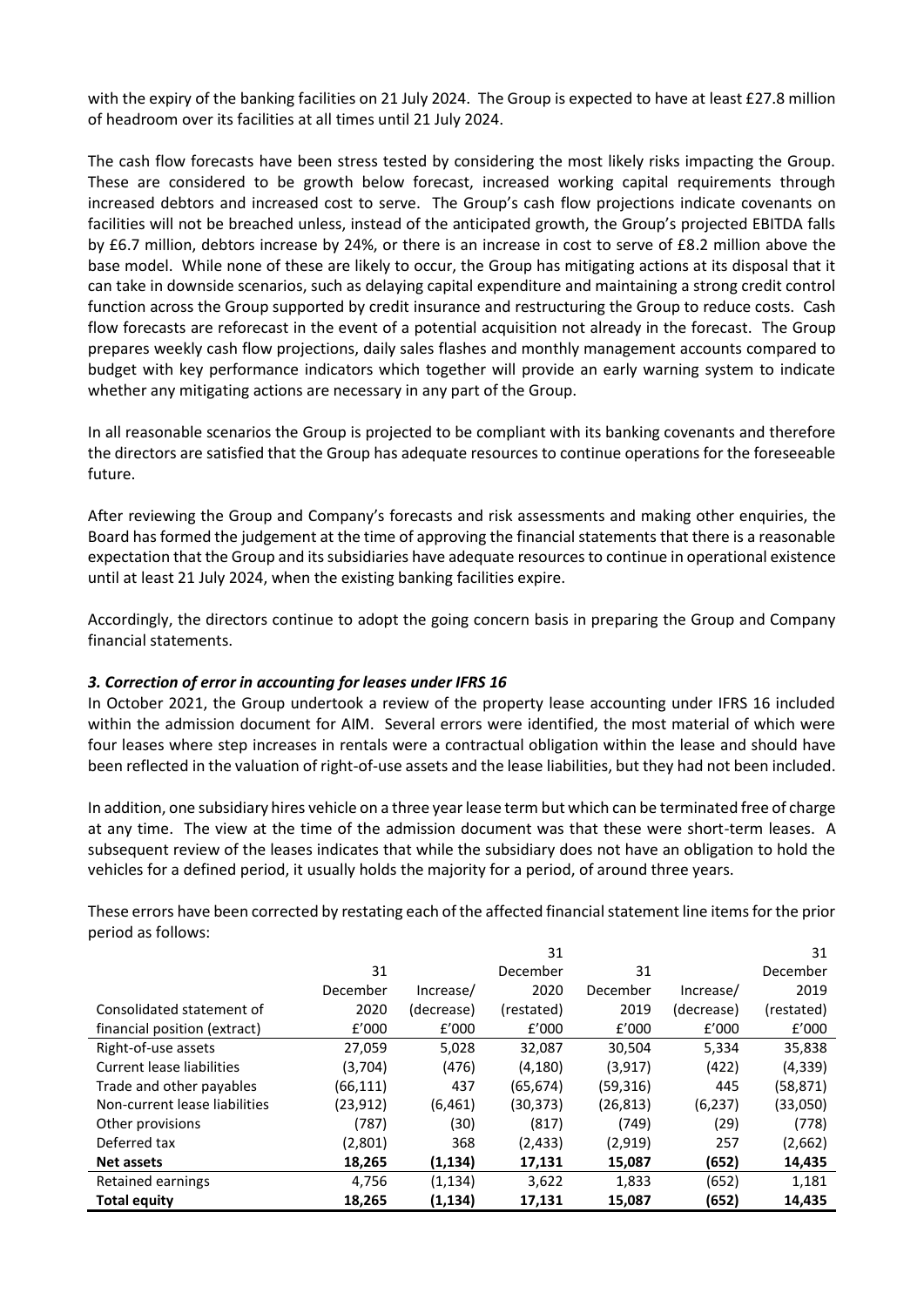with the expiry of the banking facilities on 21 July 2024. The Group is expected to have at least £27.8 million of headroom over its facilities at all times until 21 July 2024.

The cash flow forecasts have been stress tested by considering the most likely risks impacting the Group. These are considered to be growth below forecast, increased working capital requirements through increased debtors and increased cost to serve. The Group's cash flow projections indicate covenants on facilities will not be breached unless, instead of the anticipated growth, the Group's projected EBITDA falls by £6.7 million, debtors increase by 24%, or there is an increase in cost to serve of £8.2 million above the base model. While none of these are likely to occur, the Group has mitigating actions at its disposal that it can take in downside scenarios, such as delaying capital expenditure and maintaining a strong credit control function across the Group supported by credit insurance and restructuring the Group to reduce costs. Cash flow forecasts are reforecast in the event of a potential acquisition not already in the forecast. The Group prepares weekly cash flow projections, daily sales flashes and monthly management accounts compared to budget with key performance indicators which together will provide an early warning system to indicate whether any mitigating actions are necessary in any part of the Group.

In all reasonable scenarios the Group is projected to be compliant with its banking covenants and therefore the directors are satisfied that the Group has adequate resources to continue operations for the foreseeable future.

After reviewing the Group and Company's forecasts and risk assessments and making other enquiries, the Board has formed the judgement at the time of approving the financial statements that there is a reasonable expectation that the Group and its subsidiaries have adequate resources to continue in operational existence until at least 21 July 2024, when the existing banking facilities expire.

Accordingly, the directors continue to adopt the going concern basis in preparing the Group and Company financial statements.

### *3. Correction of error in accounting for leases under IFRS 16*

In October 2021, the Group undertook a review of the property lease accounting under IFRS 16 included within the admission document for AIM. Several errors were identified, the most material of which were four leases where step increases in rentals were a contractual obligation within the lease and should have been reflected in the valuation of right-of-use assets and the lease liabilities, but they had not been included.

In addition, one subsidiary hires vehicle on a three year lease term but which can be terminated free of charge at any time. The view at the time of the admission document was that these were short-term leases. A subsequent review of the leases indicates that while the subsidiary does not have an obligation to hold the vehicles for a defined period, it usually holds the majority for a period, of around three years.

These errors have been corrected by restating each of the affected financial statement line items for the prior period as follows:

| Consolidated statement of financial position (extract) | 31 December 2020 £'000 | Increase/ (decrease) £'000 | 31 December 2020 (restated) £'000 | 31 December 2019 £'000 | Increase/ (decrease) £'000 | 31 December 2019 (restated) £'000 |
|---|---|---|---|---|---|---|
| Right-of-use assets | 27,059 | 5,028 | 32,087 | 30,504 | 5,334 | 35,838 |
| Current lease liabilities | (3,704) | (476) | (4,180) | (3,917) | (422) | (4,339) |
| Trade and other payables | (66,111) | 437 | (65,674) | (59,316) | 445 | (58,871) |
| Non-current lease liabilities | (23,912) | (6,461) | (30,373) | (26,813) | (6,237) | (33,050) |
| Other provisions | (787) | (30) | (817) | (749) | (29) | (778) |
| Deferred tax | (2,801) | 368 | (2,433) | (2,919) | 257 | (2,662) |
| **Net assets** | **18,265** | **(1,134)** | **17,131** | **15,087** | **(652)** | **14,435** |
| Retained earnings | 4,756 | (1,134) | 3,622 | 1,833 | (652) | 1,181 |
| **Total equity** | **18,265** | **(1,134)** | **17,131** | **15,087** | **(652)** | **14,435** |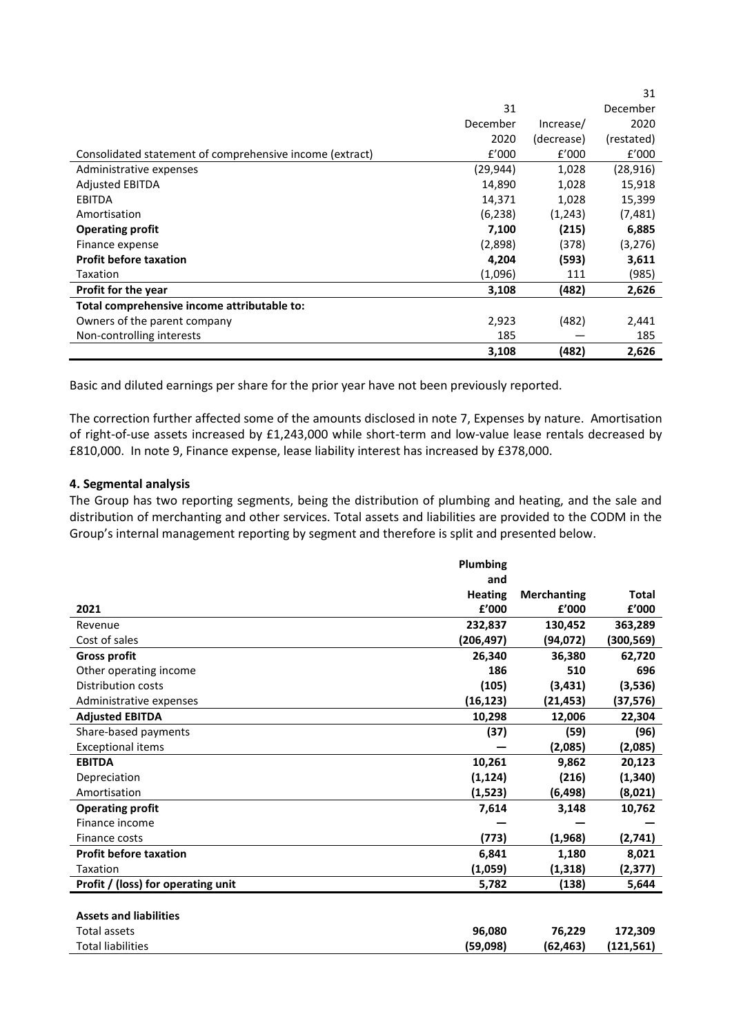| Consolidated statement of comprehensive income (extract) | 31 December 2020 £'000 | Increase/ (decrease) £'000 | 31 December 2020 (restated) £'000 |
|---|---|---|---|
| Administrative expenses | (29,944) | 1,028 | (28,916) |
| Adjusted EBITDA | 14,890 | 1,028 | 15,918 |
| EBITDA | 14,371 | 1,028 | 15,399 |
| Amortisation | (6,238) | (1,243) | (7,481) |
| **Operating profit** | **7,100** | **(215)** | **6,885** |
| Finance expense | (2,898) | (378) | (3,276) |
| **Profit before taxation** | **4,204** | **(593)** | **3,611** |
| Taxation | (1,096) | 111 | (985) |
| **Profit for the year** | **3,108** | **(482)** | **2,626** |
| **Total comprehensive income attributable to:** | | | |
| Owners of the parent company | 2,923 | (482) | 2,441 |
| Non-controlling interests | 185 | — | 185 |
| | **3,108** | **(482)** | **2,626** |

Basic and diluted earnings per share for the prior year have not been previously reported.

The correction further affected some of the amounts disclosed in note 7, Expenses by nature. Amortisation of right-of-use assets increased by £1,243,000 while short-term and low-value lease rentals decreased by £810,000. In note 9, Finance expense, lease liability interest has increased by £378,000.

### 4. Segmental analysis

The Group has two reporting segments, being the distribution of plumbing and heating, and the sale and distribution of merchanting and other services. Total assets and liabilities are provided to the CODM in the Group's internal management reporting by segment and therefore is split and presented below.

| 2021 | Plumbing and Heating £'000 | Merchanting £'000 | Total £'000 |
|---|---|---|---|
| Revenue | **232,837** | **130,452** | **363,289** |
| Cost of sales | **(206,497)** | **(94,072)** | **(300,569)** |
| **Gross profit** | **26,340** | **36,380** | **62,720** |
| Other operating income | **186** | **510** | **696** |
| Distribution costs | **(105)** | **(3,431)** | **(3,536)** |
| Administrative expenses | **(16,123)** | **(21,453)** | **(37,576)** |
| **Adjusted EBITDA** | **10,298** | **12,006** | **22,304** |
| Share-based payments | **(37)** | **(59)** | **(96)** |
| Exceptional items | **—** | **(2,085)** | **(2,085)** |
| **EBITDA** | **10,261** | **9,862** | **20,123** |
| Depreciation | **(1,124)** | **(216)** | **(1,340)** |
| Amortisation | **(1,523)** | **(6,498)** | **(8,021)** |
| **Operating profit** | **7,614** | **3,148** | **10,762** |
| Finance income | **—** | **—** | **—** |
| Finance costs | **(773)** | **(1,968)** | **(2,741)** |
| **Profit before taxation** | **6,841** | **1,180** | **8,021** |
| Taxation | **(1,059)** | **(1,318)** | **(2,377)** |
| **Profit / (loss) for operating unit** | **5,782** | **(138)** | **5,644** |
| | | | |
| **Assets and liabilities** | | | |
| Total assets | **96,080** | **76,229** | **172,309** |
| Total liabilities | **(59,098)** | **(62,463)** | **(121,561)** |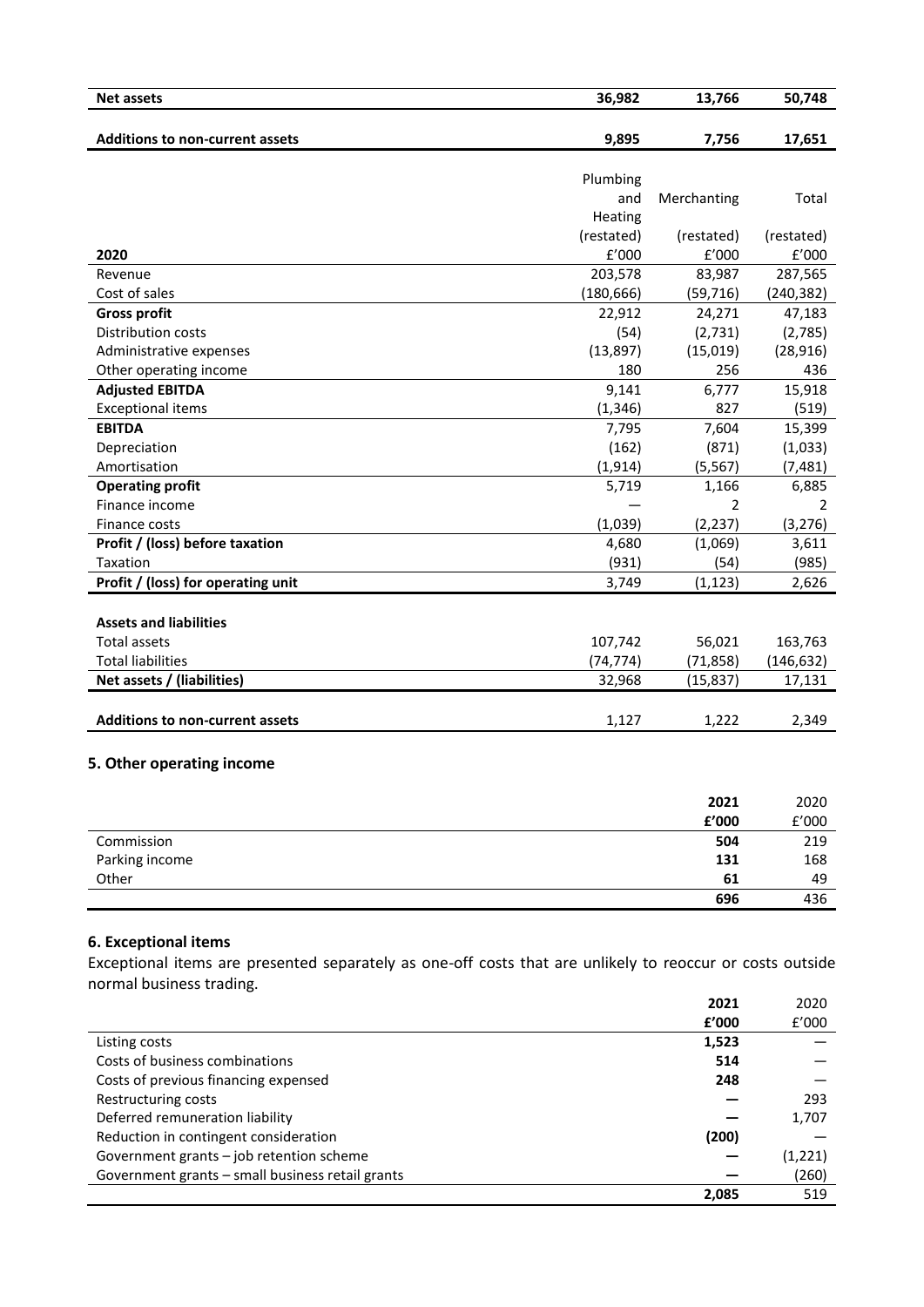| | | | |
|---|---|---|---|
| **Net assets** | **36,982** | **13,766** | **50,748** |
| **Additions to non-current assets** | **9,895** | **7,756** | **17,651** |

| **2020** | Plumbing and Heating (restated) £'000 | Merchanting (restated) £'000 | Total (restated) £'000 |
|---|---|---|---|
| Revenue | 203,578 | 83,987 | 287,565 |
| Cost of sales | (180,666) | (59,716) | (240,382) |
| **Gross profit** | 22,912 | 24,271 | 47,183 |
| Distribution costs | (54) | (2,731) | (2,785) |
| Administrative expenses | (13,897) | (15,019) | (28,916) |
| Other operating income | 180 | 256 | 436 |
| **Adjusted EBITDA** | 9,141 | 6,777 | 15,918 |
| Exceptional items | (1,346) | 827 | (519) |
| **EBITDA** | 7,795 | 7,604 | 15,399 |
| Depreciation | (162) | (871) | (1,033) |
| Amortisation | (1,914) | (5,567) | (7,481) |
| **Operating profit** | 5,719 | 1,166 | 6,885 |
| Finance income | — | 2 | 2 |
| Finance costs | (1,039) | (2,237) | (3,276) |
| **Profit / (loss) before taxation** | 4,680 | (1,069) | 3,611 |
| Taxation | (931) | (54) | (985) |
| **Profit / (loss) for operating unit** | 3,749 | (1,123) | 2,626 |
| | | | |
| **Assets and liabilities** | | | |
| Total assets | 107,742 | 56,021 | 163,763 |
| Total liabilities | (74,774) | (71,858) | (146,632) |
| **Net assets / (liabilities)** | 32,968 | (15,837) | 17,131 |
| | | | |
| **Additions to non-current assets** | 1,127 | 1,222 | 2,349 |

## 5. Other operating income

| | **2021** £'000 | 2020 £'000 |
|---|---|---|
| Commission | **504** | 219 |
| Parking income | **131** | 168 |
| Other | **61** | 49 |
| | **696** | 436 |

## 6. Exceptional items

Exceptional items are presented separately as one-off costs that are unlikely to reoccur or costs outside normal business trading.

| | **2021** £'000 | 2020 £'000 |
|---|---|---|
| Listing costs | **1,523** | — |
| Costs of business combinations | **514** | — |
| Costs of previous financing expensed | **248** | — |
| Restructuring costs | **—** | 293 |
| Deferred remuneration liability | **—** | 1,707 |
| Reduction in contingent consideration | **(200)** | — |
| Government grants – job retention scheme | **—** | (1,221) |
| Government grants – small business retail grants | **—** | (260) |
| | **2,085** | 519 |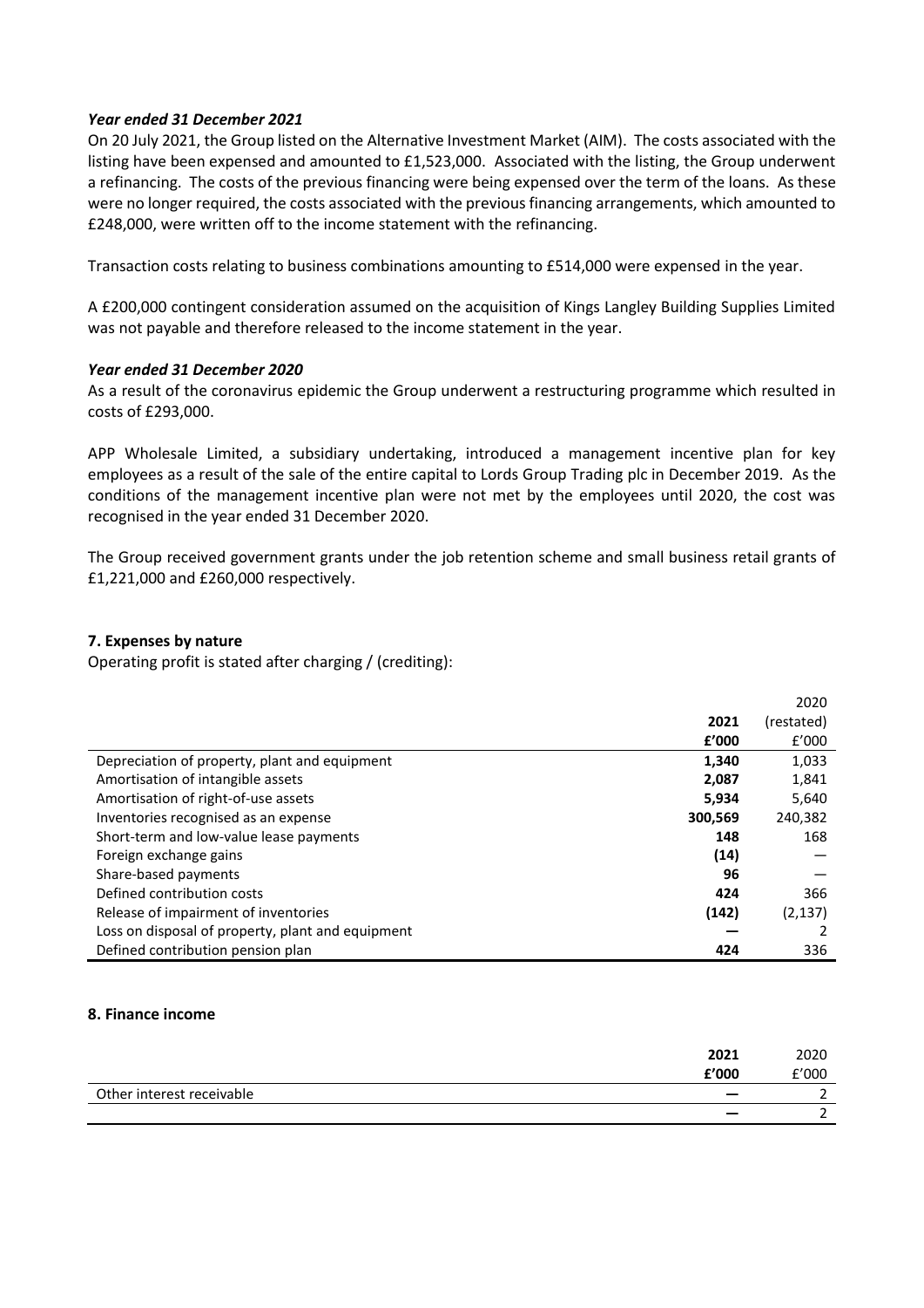***Year ended 31 December 2021***

On 20 July 2021, the Group listed on the Alternative Investment Market (AIM). The costs associated with the listing have been expensed and amounted to £1,523,000. Associated with the listing, the Group underwent a refinancing. The costs of the previous financing were being expensed over the term of the loans. As these were no longer required, the costs associated with the previous financing arrangements, which amounted to £248,000, were written off to the income statement with the refinancing.

Transaction costs relating to business combinations amounting to £514,000 were expensed in the year.

A £200,000 contingent consideration assumed on the acquisition of Kings Langley Building Supplies Limited was not payable and therefore released to the income statement in the year.

***Year ended 31 December 2020***

As a result of the coronavirus epidemic the Group underwent a restructuring programme which resulted in costs of £293,000.

APP Wholesale Limited, a subsidiary undertaking, introduced a management incentive plan for key employees as a result of the sale of the entire capital to Lords Group Trading plc in December 2019. As the conditions of the management incentive plan were not met by the employees until 2020, the cost was recognised in the year ended 31 December 2020.

The Group received government grants under the job retention scheme and small business retail grants of £1,221,000 and £260,000 respectively.

## 7. Expenses by nature

Operating profit is stated after charging / (crediting):

| | **2021** | 2020 (restated) |
|---|---|---|
| | **£'000** | £'000 |
| Depreciation of property, plant and equipment | **1,340** | 1,033 |
| Amortisation of intangible assets | **2,087** | 1,841 |
| Amortisation of right-of-use assets | **5,934** | 5,640 |
| Inventories recognised as an expense | **300,569** | 240,382 |
| Short-term and low-value lease payments | **148** | 168 |
| Foreign exchange gains | **(14)** | — |
| Share-based payments | **96** | — |
| Defined contribution costs | **424** | 366 |
| Release of impairment of inventories | **(142)** | (2,137) |
| Loss on disposal of property, plant and equipment | **—** | 2 |
| Defined contribution pension plan | **424** | 336 |

## 8. Finance income

| | **2021** | 2020 |
|---|---|---|
| | **£'000** | £'000 |
| Other interest receivable | **—** | 2 |
| | **—** | 2 |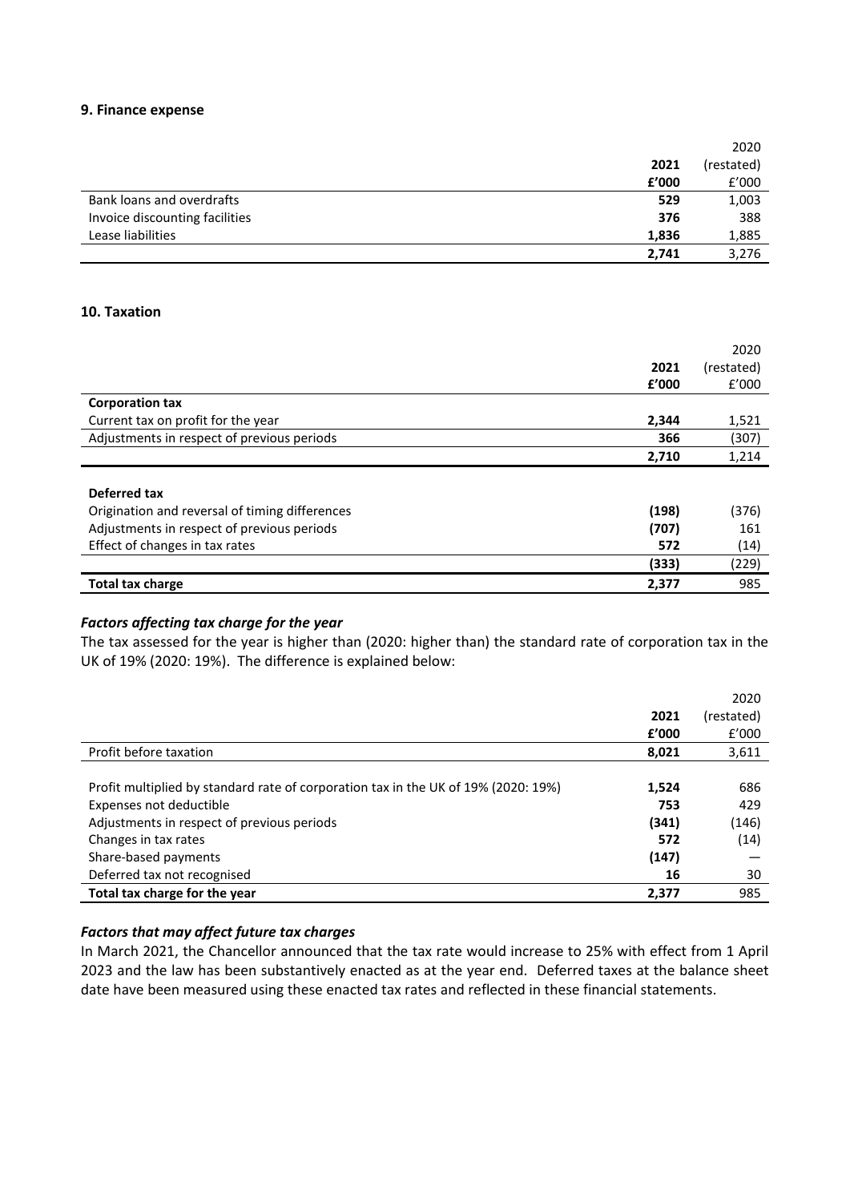### 9. Finance expense

| | 2021 £'000 | 2020 (restated) £'000 |
|---|---|---|
| Bank loans and overdrafts | **529** | 1,003 |
| Invoice discounting facilities | **376** | 388 |
| Lease liabilities | **1,836** | 1,885 |
| | **2,741** | 3,276 |

### 10. Taxation

| | 2021 £'000 | 2020 (restated) £'000 |
|---|---|---|
| **Corporation tax** | | |
| Current tax on profit for the year | **2,344** | 1,521 |
| Adjustments in respect of previous periods | **366** | (307) |
| | **2,710** | 1,214 |
| | | |
| **Deferred tax** | | |
| Origination and reversal of timing differences | **(198)** | (376) |
| Adjustments in respect of previous periods | **(707)** | 161 |
| Effect of changes in tax rates | **572** | (14) |
| | **(333)** | (229) |
| **Total tax charge** | **2,377** | 985 |

#### *Factors affecting tax charge for the year*

The tax assessed for the year is higher than (2020: higher than) the standard rate of corporation tax in the UK of 19% (2020: 19%). The difference is explained below:

| | 2021 £'000 | 2020 (restated) £'000 |
|---|---|---|
| Profit before taxation | **8,021** | 3,611 |
| | | |
| Profit multiplied by standard rate of corporation tax in the UK of 19% (2020: 19%) | **1,524** | 686 |
| Expenses not deductible | **753** | 429 |
| Adjustments in respect of previous periods | **(341)** | (146) |
| Changes in tax rates | **572** | (14) |
| Share-based payments | **(147)** | — |
| Deferred tax not recognised | **16** | 30 |
| **Total tax charge for the year** | **2,377** | 985 |

#### *Factors that may affect future tax charges*

In March 2021, the Chancellor announced that the tax rate would increase to 25% with effect from 1 April 2023 and the law has been substantively enacted as at the year end. Deferred taxes at the balance sheet date have been measured using these enacted tax rates and reflected in these financial statements.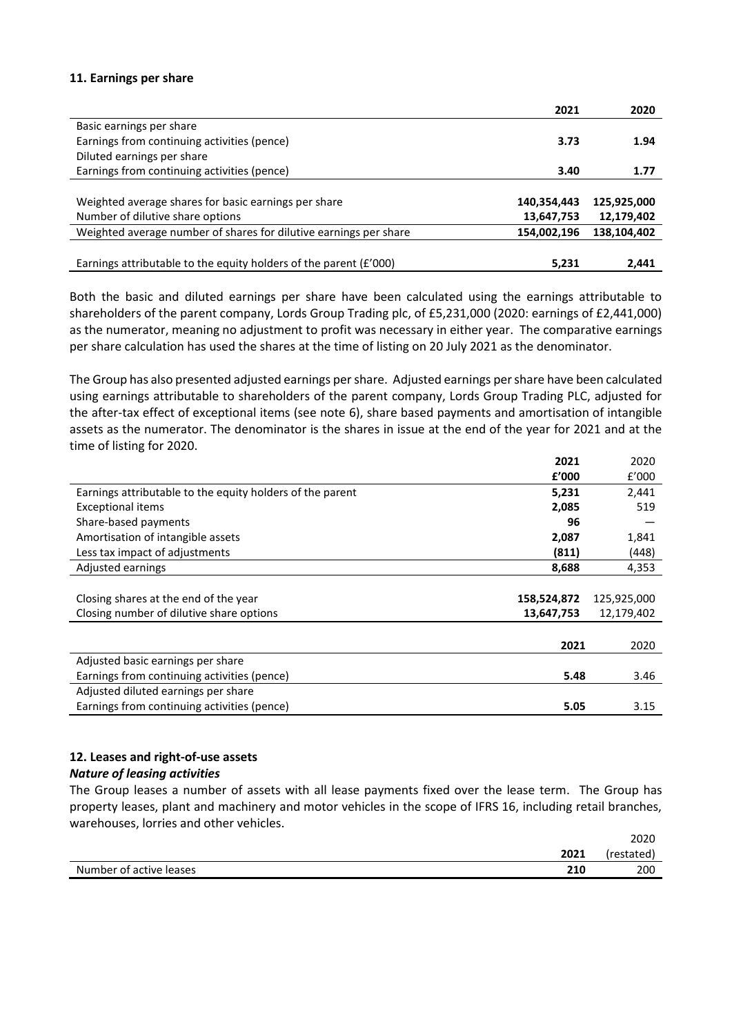### 11. Earnings per share

| | 2021 | 2020 |
|---|---|---|
| Basic earnings per share | | |
| Earnings from continuing activities (pence) | **3.73** | **1.94** |
| Diluted earnings per share | | |
| Earnings from continuing activities (pence) | **3.40** | **1.77** |
| | | |
| Weighted average shares for basic earnings per share | **140,354,443** | **125,925,000** |
| Number of dilutive share options | **13,647,753** | **12,179,402** |
| Weighted average number of shares for dilutive earnings per share | **154,002,196** | **138,104,402** |
| | | |
| Earnings attributable to the equity holders of the parent (£'000) | **5,231** | **2,441** |

Both the basic and diluted earnings per share have been calculated using the earnings attributable to shareholders of the parent company, Lords Group Trading plc, of £5,231,000 (2020: earnings of £2,441,000) as the numerator, meaning no adjustment to profit was necessary in either year. The comparative earnings per share calculation has used the shares at the time of listing on 20 July 2021 as the denominator.

The Group has also presented adjusted earnings per share. Adjusted earnings per share have been calculated using earnings attributable to shareholders of the parent company, Lords Group Trading PLC, adjusted for the after-tax effect of exceptional items (see note 6), share based payments and amortisation of intangible assets as the numerator. The denominator is the shares in issue at the end of the year for 2021 and at the time of listing for 2020.

| | 2021 | 2020 |
|---|---|---|
| | £'000 | £'000 |
| Earnings attributable to the equity holders of the parent | **5,231** | 2,441 |
| Exceptional items | **2,085** | 519 |
| Share-based payments | **96** | — |
| Amortisation of intangible assets | **2,087** | 1,841 |
| Less tax impact of adjustments | **(811)** | (448) |
| Adjusted earnings | **8,688** | 4,353 |
| | | |
| Closing shares at the end of the year | **158,524,872** | 125,925,000 |
| Closing number of dilutive share options | **13,647,753** | 12,179,402 |

| | 2021 | 2020 |
|---|---|---|
| Adjusted basic earnings per share | | |
| Earnings from continuing activities (pence) | **5.48** | 3.46 |
| Adjusted diluted earnings per share | | |
| Earnings from continuing activities (pence) | **5.05** | 3.15 |

### 12. Leases and right-of-use assets

***Nature of leasing activities***

The Group leases a number of assets with all lease payments fixed over the lease term. The Group has property leases, plant and machinery and motor vehicles in the scope of IFRS 16, including retail branches, warehouses, lorries and other vehicles.

| | 2021 | 2020 (restated) |
|---|---|---|
| Number of active leases | **210** | 200 |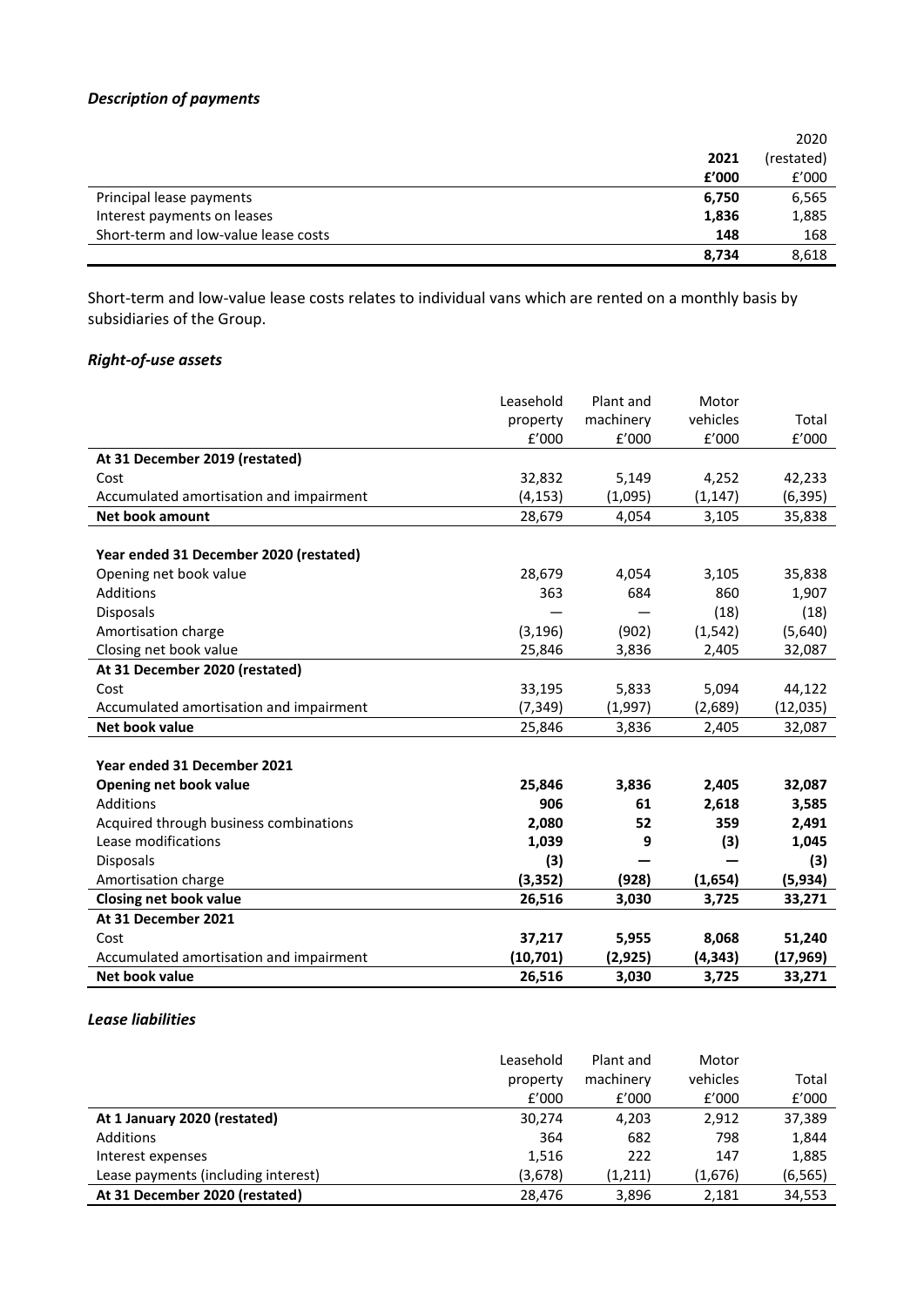### *Description of payments*

| | 2021<br>£'000 | 2020<br>(restated)<br>£'000 |
|---|---|---|
| Principal lease payments | **6,750** | 6,565 |
| Interest payments on leases | **1,836** | 1,885 |
| Short-term and low-value lease costs | **148** | 168 |
| | **8,734** | 8,618 |

Short-term and low-value lease costs relates to individual vans which are rented on a monthly basis by subsidiaries of the Group.

### *Right-of-use assets*

| | Leasehold property £'000 | Plant and machinery £'000 | Motor vehicles £'000 | Total £'000 |
|---|---|---|---|---|
| **At 31 December 2019 (restated)** | | | | |
| Cost | 32,832 | 5,149 | 4,252 | 42,233 |
| Accumulated amortisation and impairment | (4,153) | (1,095) | (1,147) | (6,395) |
| **Net book amount** | 28,679 | 4,054 | 3,105 | 35,838 |
| | | | | |
| **Year ended 31 December 2020 (restated)** | | | | |
| Opening net book value | 28,679 | 4,054 | 3,105 | 35,838 |
| Additions | 363 | 684 | 860 | 1,907 |
| Disposals | — | — | (18) | (18) |
| Amortisation charge | (3,196) | (902) | (1,542) | (5,640) |
| Closing net book value | 25,846 | 3,836 | 2,405 | 32,087 |
| **At 31 December 2020 (restated)** | | | | |
| Cost | 33,195 | 5,833 | 5,094 | 44,122 |
| Accumulated amortisation and impairment | (7,349) | (1,997) | (2,689) | (12,035) |
| **Net book value** | 25,846 | 3,836 | 2,405 | 32,087 |
| | | | | |
| **Year ended 31 December 2021** | | | | |
| **Opening net book value** | **25,846** | **3,836** | **2,405** | **32,087** |
| Additions | **906** | **61** | **2,618** | **3,585** |
| Acquired through business combinations | **2,080** | **52** | **359** | **2,491** |
| Lease modifications | **1,039** | **9** | **(3)** | **1,045** |
| Disposals | **(3)** | **—** | **—** | **(3)** |
| Amortisation charge | **(3,352)** | **(928)** | **(1,654)** | **(5,934)** |
| **Closing net book value** | **26,516** | **3,030** | **3,725** | **33,271** |
| **At 31 December 2021** | | | | |
| Cost | **37,217** | **5,955** | **8,068** | **51,240** |
| Accumulated amortisation and impairment | **(10,701)** | **(2,925)** | **(4,343)** | **(17,969)** |
| **Net book value** | **26,516** | **3,030** | **3,725** | **33,271** |

### *Lease liabilities*

| | Leasehold property £'000 | Plant and machinery £'000 | Motor vehicles £'000 | Total £'000 |
|---|---|---|---|---|
| **At 1 January 2020 (restated)** | 30,274 | 4,203 | 2,912 | 37,389 |
| Additions | 364 | 682 | 798 | 1,844 |
| Interest expenses | 1,516 | 222 | 147 | 1,885 |
| Lease payments (including interest) | (3,678) | (1,211) | (1,676) | (6,565) |
| **At 31 December 2020 (restated)** | 28,476 | 3,896 | 2,181 | 34,553 |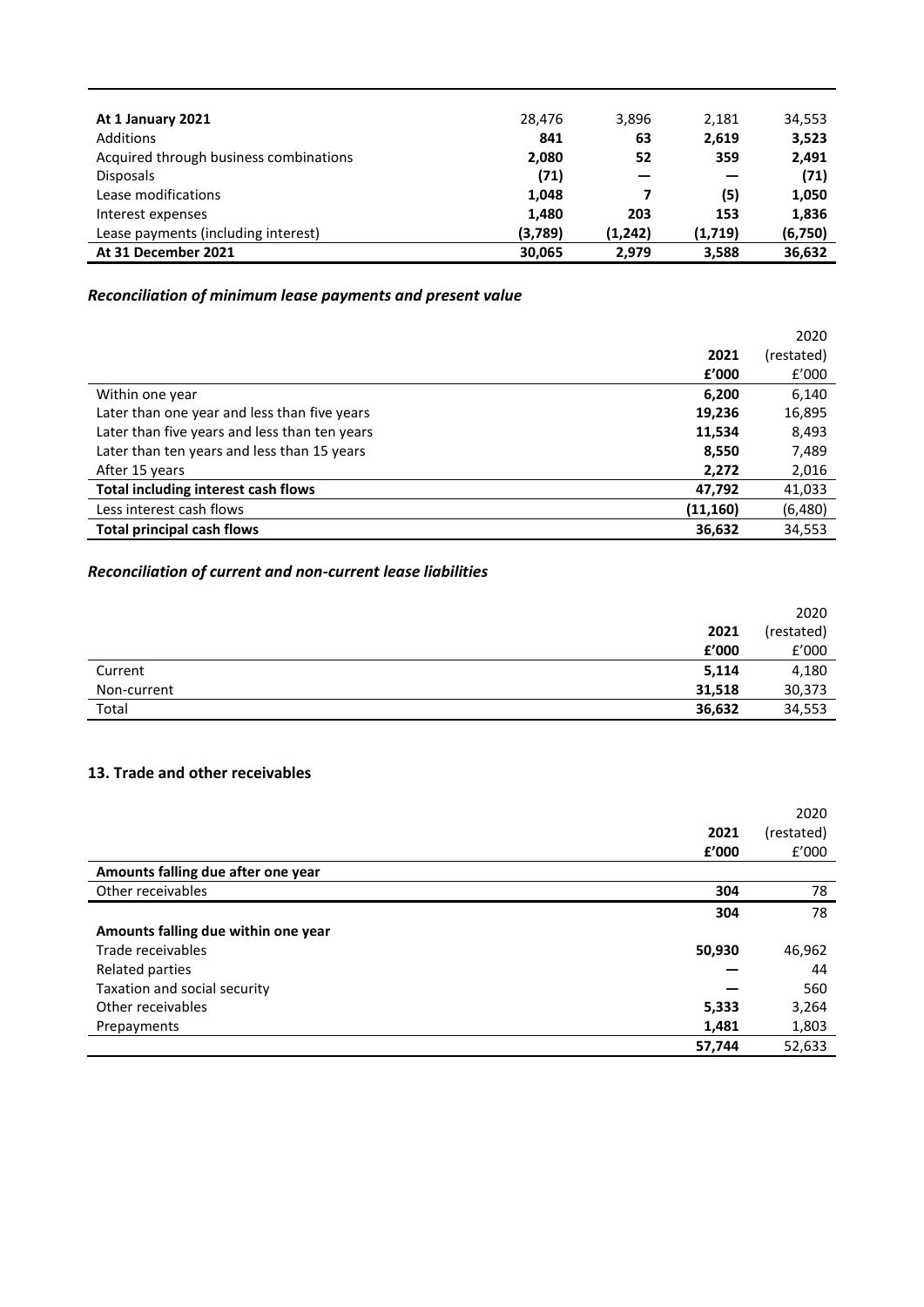| | | | | |
|---|---|---|---|---|
| **At 1 January 2021** | 28,476 | 3,896 | 2,181 | 34,553 |
| Additions | **841** | **63** | **2,619** | **3,523** |
| Acquired through business combinations | **2,080** | **52** | **359** | **2,491** |
| Disposals | **(71)** | **—** | **—** | **(71)** |
| Lease modifications | **1,048** | **7** | **(5)** | **1,050** |
| Interest expenses | **1,480** | **203** | **153** | **1,836** |
| Lease payments (including interest) | **(3,789)** | **(1,242)** | **(1,719)** | **(6,750)** |
| **At 31 December 2021** | **30,065** | **2,979** | **3,588** | **36,632** |

### *Reconciliation of minimum lease payments and present value*

| | 2021<br>£'000 | 2020<br>(restated)<br>£'000 |
|---|---|---|
| Within one year | **6,200** | 6,140 |
| Later than one year and less than five years | **19,236** | 16,895 |
| Later than five years and less than ten years | **11,534** | 8,493 |
| Later than ten years and less than 15 years | **8,550** | 7,489 |
| After 15 years | **2,272** | 2,016 |
| **Total including interest cash flows** | **47,792** | 41,033 |
| Less interest cash flows | **(11,160)** | (6,480) |
| **Total principal cash flows** | **36,632** | 34,553 |

### *Reconciliation of current and non-current lease liabilities*

| | 2021<br>£'000 | 2020<br>(restated)<br>£'000 |
|---|---|---|
| Current | **5,114** | 4,180 |
| Non-current | **31,518** | 30,373 |
| Total | **36,632** | 34,553 |

## 13. Trade and other receivables

| | 2021<br>£'000 | 2020<br>(restated)<br>£'000 |
|---|---|---|
| **Amounts falling due after one year** | | |
| Other receivables | **304** | 78 |
| | **304** | 78 |
| **Amounts falling due within one year** | | |
| Trade receivables | **50,930** | 46,962 |
| Related parties | **—** | 44 |
| Taxation and social security | **—** | 560 |
| Other receivables | **5,333** | 3,264 |
| Prepayments | **1,481** | 1,803 |
| | **57,744** | 52,633 |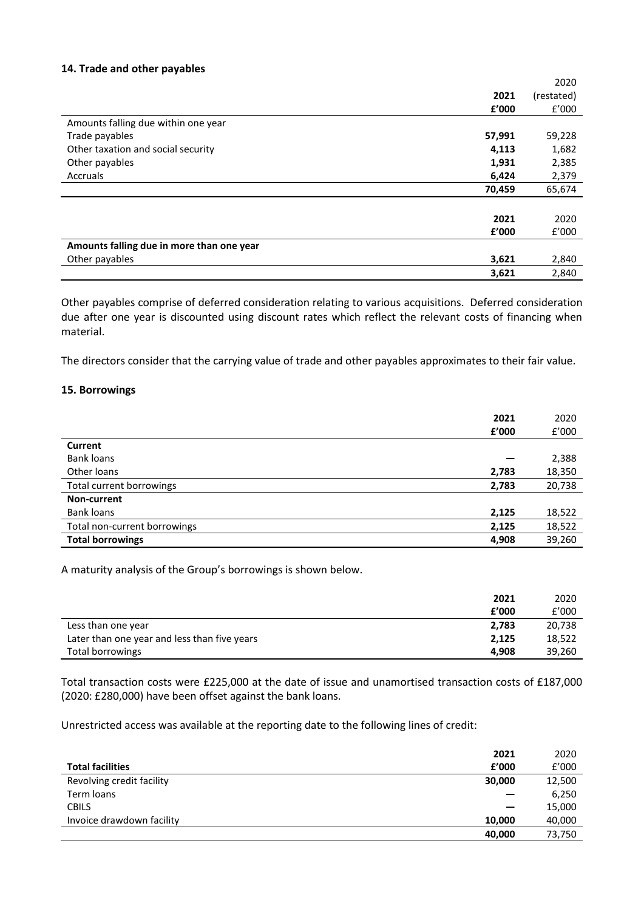## 14. Trade and other payables

| | 2021<br>£'000 | 2020<br>(restated)<br>£'000 |
|---|---|---|
| Amounts falling due within one year | | |
| Trade payables | **57,991** | 59,228 |
| Other taxation and social security | **4,113** | 1,682 |
| Other payables | **1,931** | 2,385 |
| Accruals | **6,424** | 2,379 |
| | **70,459** | 65,674 |

| | 2021<br>£'000 | 2020<br>£'000 |
|---|---|---|
| **Amounts falling due in more than one year** | | |
| Other payables | **3,621** | 2,840 |
| | **3,621** | 2,840 |

Other payables comprise of deferred consideration relating to various acquisitions. Deferred consideration due after one year is discounted using discount rates which reflect the relevant costs of financing when material.

The directors consider that the carrying value of trade and other payables approximates to their fair value.

## 15. Borrowings

| | 2021<br>£'000 | 2020<br>£'000 |
|---|---|---|
| **Current** | | |
| Bank loans | — | 2,388 |
| Other loans | **2,783** | 18,350 |
| Total current borrowings | **2,783** | 20,738 |
| **Non-current** | | |
| Bank loans | **2,125** | 18,522 |
| Total non-current borrowings | **2,125** | 18,522 |
| **Total borrowings** | **4,908** | 39,260 |

A maturity analysis of the Group's borrowings is shown below.

| | 2021<br>£'000 | 2020<br>£'000 |
|---|---|---|
| Less than one year | **2,783** | 20,738 |
| Later than one year and less than five years | **2,125** | 18,522 |
| Total borrowings | **4,908** | 39,260 |

Total transaction costs were £225,000 at the date of issue and unamortised transaction costs of £187,000 (2020: £280,000) have been offset against the bank loans.

Unrestricted access was available at the reporting date to the following lines of credit:

| **Total facilities** | 2021<br>£'000 | 2020<br>£'000 |
|---|---|---|
| Revolving credit facility | **30,000** | 12,500 |
| Term loans | — | 6,250 |
| CBILS | — | 15,000 |
| Invoice drawdown facility | **10,000** | 40,000 |
| | **40,000** | 73,750 |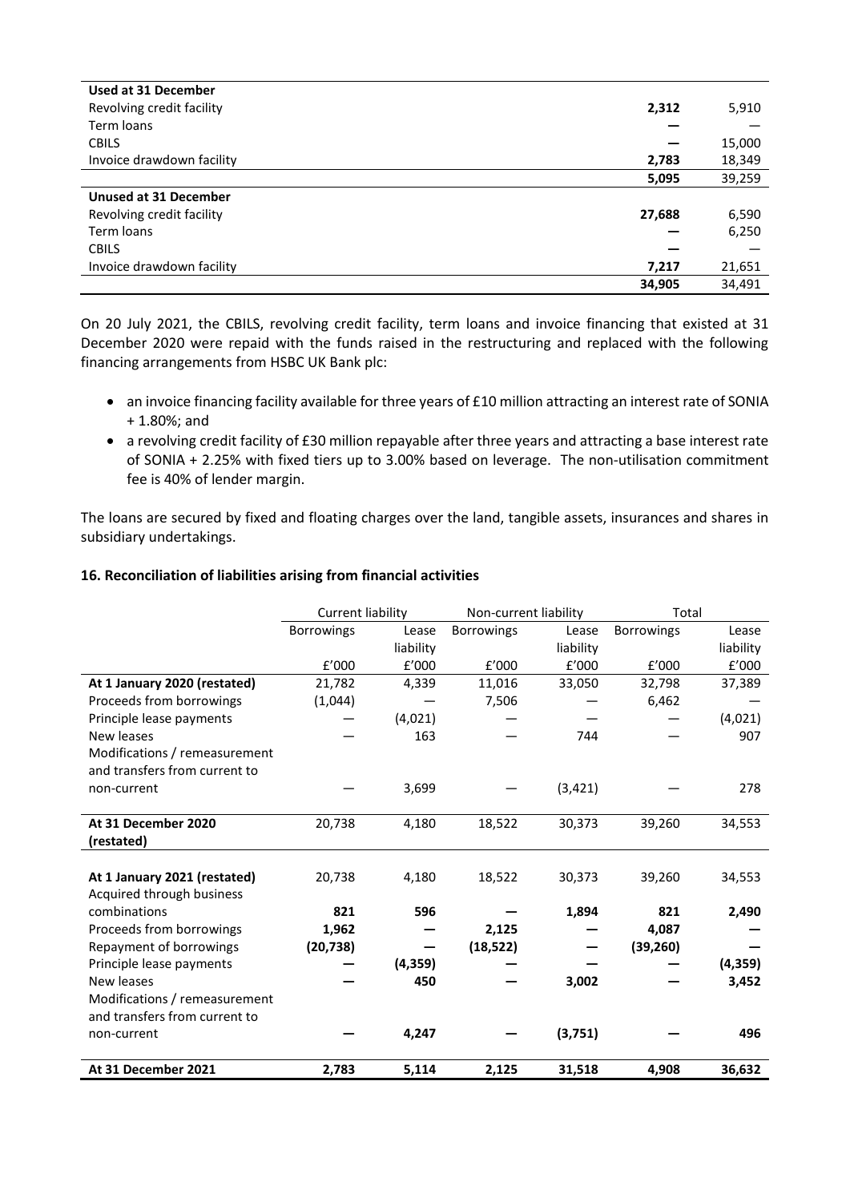| | | |
|---|---|---|
| **Used at 31 December** | | |
| Revolving credit facility | **2,312** | 5,910 |
| Term loans | **—** | — |
| CBILS | **—** | 15,000 |
| Invoice drawdown facility | **2,783** | 18,349 |
| | **5,095** | 39,259 |
| **Unused at 31 December** | | |
| Revolving credit facility | **27,688** | 6,590 |
| Term loans | **—** | 6,250 |
| CBILS | **—** | — |
| Invoice drawdown facility | **7,217** | 21,651 |
| | **34,905** | 34,491 |

On 20 July 2021, the CBILS, revolving credit facility, term loans and invoice financing that existed at 31 December 2020 were repaid with the funds raised in the restructuring and replaced with the following financing arrangements from HSBC UK Bank plc:

- an invoice financing facility available for three years of £10 million attracting an interest rate of SONIA + 1.80%; and
- a revolving credit facility of £30 million repayable after three years and attracting a base interest rate of SONIA + 2.25% with fixed tiers up to 3.00% based on leverage. The non-utilisation commitment fee is 40% of lender margin.

The loans are secured by fixed and floating charges over the land, tangible assets, insurances and shares in subsidiary undertakings.

### 16. Reconciliation of liabilities arising from financial activities

| | Current liability | | Non-current liability | | Total | |
|---|---|---|---|---|---|---|
| | Borrowings | Lease liability | Borrowings | Lease liability | Borrowings | Lease liability |
| | £'000 | £'000 | £'000 | £'000 | £'000 | £'000 |
| **At 1 January 2020 (restated)** | 21,782 | 4,339 | 11,016 | 33,050 | 32,798 | 37,389 |
| Proceeds from borrowings | (1,044) | | 7,506 | — | 6,462 | — |
| Principle lease payments | — | (4,021) | — | — | — | (4,021) |
| New leases | — | 163 | — | 744 | — | 907 |
| Modifications / remeasurement and transfers from current to non-current | — | 3,699 | — | (3,421) | — | 278 |
| **At 31 December 2020 (restated)** | 20,738 | 4,180 | 18,522 | 30,373 | 39,260 | 34,553 |
| **At 1 January 2021 (restated)** | 20,738 | 4,180 | 18,522 | 30,373 | 39,260 | 34,553 |
| Acquired through business combinations | **821** | **596** | **—** | **1,894** | **821** | **2,490** |
| Proceeds from borrowings | **1,962** | **—** | **2,125** | **—** | **4,087** | **—** |
| Repayment of borrowings | **(20,738)** | **—** | **(18,522)** | **—** | **(39,260)** | **—** |
| Principle lease payments | **—** | **(4,359)** | **—** | **—** | **—** | **(4,359)** |
| New leases | **—** | **450** | **—** | **3,002** | **—** | **3,452** |
| Modifications / remeasurement and transfers from current to non-current | **—** | **4,247** | **—** | **(3,751)** | **—** | **496** |
| **At 31 December 2021** | **2,783** | **5,114** | **2,125** | **31,518** | **4,908** | **36,632** |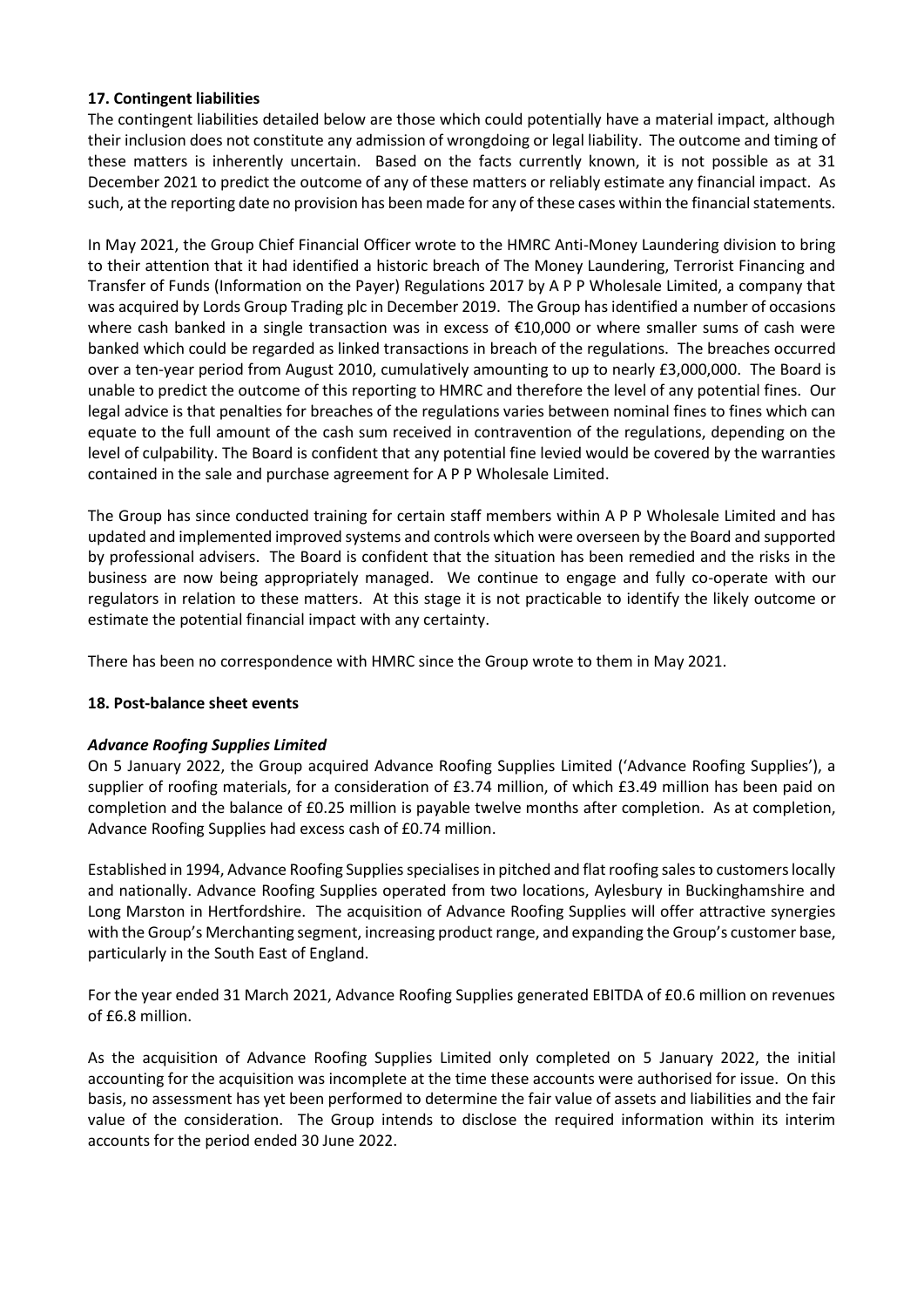## 17. Contingent liabilities

The contingent liabilities detailed below are those which could potentially have a material impact, although their inclusion does not constitute any admission of wrongdoing or legal liability. The outcome and timing of these matters is inherently uncertain. Based on the facts currently known, it is not possible as at 31 December 2021 to predict the outcome of any of these matters or reliably estimate any financial impact. As such, at the reporting date no provision has been made for any of these cases within the financial statements.

In May 2021, the Group Chief Financial Officer wrote to the HMRC Anti-Money Laundering division to bring to their attention that it had identified a historic breach of The Money Laundering, Terrorist Financing and Transfer of Funds (Information on the Payer) Regulations 2017 by A P P Wholesale Limited, a company that was acquired by Lords Group Trading plc in December 2019. The Group has identified a number of occasions where cash banked in a single transaction was in excess of €10,000 or where smaller sums of cash were banked which could be regarded as linked transactions in breach of the regulations. The breaches occurred over a ten-year period from August 2010, cumulatively amounting to up to nearly £3,000,000. The Board is unable to predict the outcome of this reporting to HMRC and therefore the level of any potential fines. Our legal advice is that penalties for breaches of the regulations varies between nominal fines to fines which can equate to the full amount of the cash sum received in contravention of the regulations, depending on the level of culpability. The Board is confident that any potential fine levied would be covered by the warranties contained in the sale and purchase agreement for A P P Wholesale Limited.

The Group has since conducted training for certain staff members within A P P Wholesale Limited and has updated and implemented improved systems and controls which were overseen by the Board and supported by professional advisers. The Board is confident that the situation has been remedied and the risks in the business are now being appropriately managed. We continue to engage and fully co-operate with our regulators in relation to these matters. At this stage it is not practicable to identify the likely outcome or estimate the potential financial impact with any certainty.

There has been no correspondence with HMRC since the Group wrote to them in May 2021.

## 18. Post-balance sheet events

### *Advance Roofing Supplies Limited*

On 5 January 2022, the Group acquired Advance Roofing Supplies Limited ('Advance Roofing Supplies'), a supplier of roofing materials, for a consideration of £3.74 million, of which £3.49 million has been paid on completion and the balance of £0.25 million is payable twelve months after completion. As at completion, Advance Roofing Supplies had excess cash of £0.74 million.

Established in 1994, Advance Roofing Supplies specialises in pitched and flat roofing sales to customers locally and nationally. Advance Roofing Supplies operated from two locations, Aylesbury in Buckinghamshire and Long Marston in Hertfordshire. The acquisition of Advance Roofing Supplies will offer attractive synergies with the Group's Merchanting segment, increasing product range, and expanding the Group's customer base, particularly in the South East of England.

For the year ended 31 March 2021, Advance Roofing Supplies generated EBITDA of £0.6 million on revenues of £6.8 million.

As the acquisition of Advance Roofing Supplies Limited only completed on 5 January 2022, the initial accounting for the acquisition was incomplete at the time these accounts were authorised for issue. On this basis, no assessment has yet been performed to determine the fair value of assets and liabilities and the fair value of the consideration. The Group intends to disclose the required information within its interim accounts for the period ended 30 June 2022.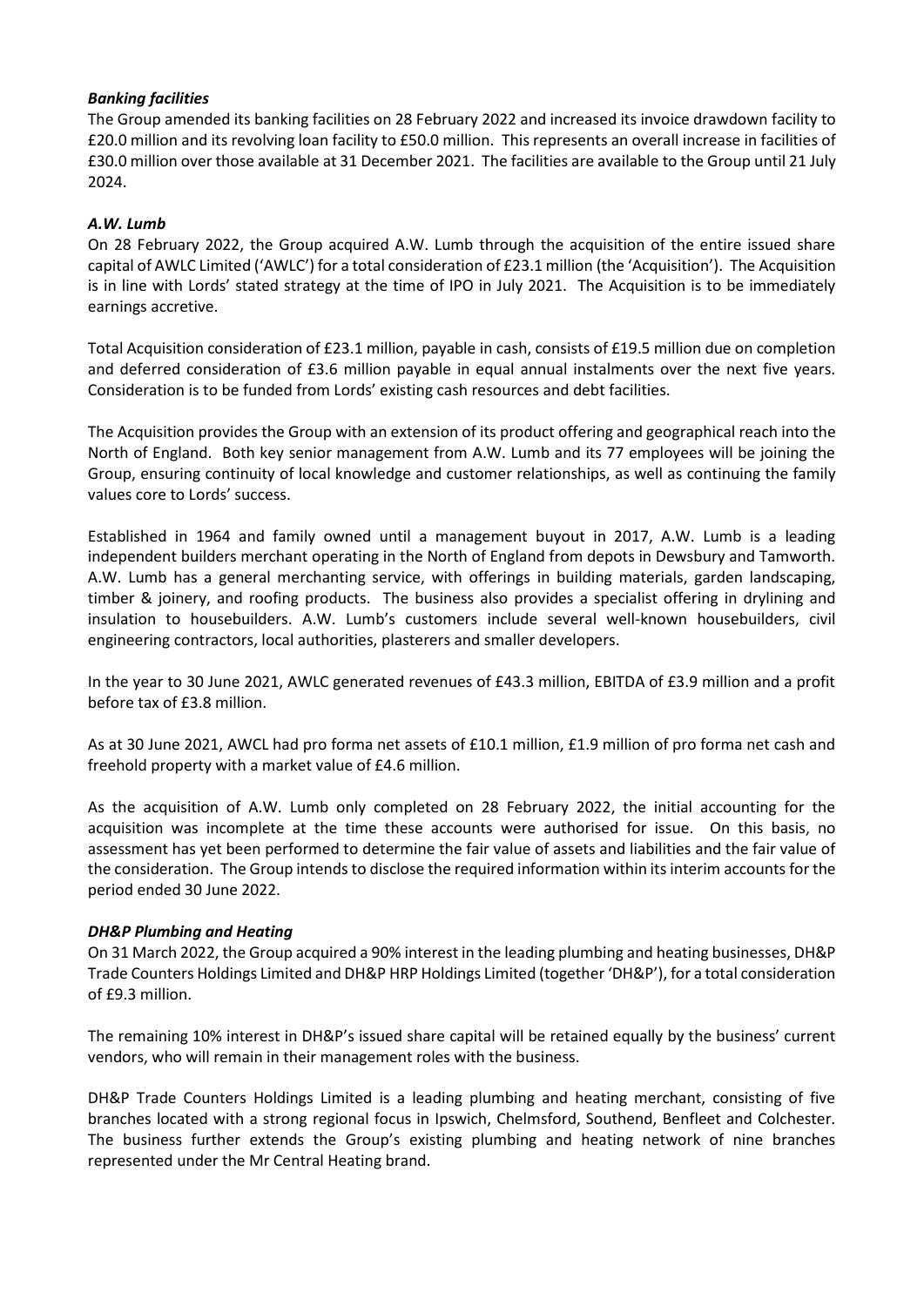***Banking facilities***

The Group amended its banking facilities on 28 February 2022 and increased its invoice drawdown facility to £20.0 million and its revolving loan facility to £50.0 million. This represents an overall increase in facilities of £30.0 million over those available at 31 December 2021. The facilities are available to the Group until 21 July 2024.

***A.W. Lumb***

On 28 February 2022, the Group acquired A.W. Lumb through the acquisition of the entire issued share capital of AWLC Limited ('AWLC') for a total consideration of £23.1 million (the 'Acquisition'). The Acquisition is in line with Lords' stated strategy at the time of IPO in July 2021. The Acquisition is to be immediately earnings accretive.

Total Acquisition consideration of £23.1 million, payable in cash, consists of £19.5 million due on completion and deferred consideration of £3.6 million payable in equal annual instalments over the next five years. Consideration is to be funded from Lords' existing cash resources and debt facilities.

The Acquisition provides the Group with an extension of its product offering and geographical reach into the North of England. Both key senior management from A.W. Lumb and its 77 employees will be joining the Group, ensuring continuity of local knowledge and customer relationships, as well as continuing the family values core to Lords' success.

Established in 1964 and family owned until a management buyout in 2017, A.W. Lumb is a leading independent builders merchant operating in the North of England from depots in Dewsbury and Tamworth. A.W. Lumb has a general merchanting service, with offerings in building materials, garden landscaping, timber & joinery, and roofing products. The business also provides a specialist offering in drylining and insulation to housebuilders. A.W. Lumb's customers include several well-known housebuilders, civil engineering contractors, local authorities, plasterers and smaller developers.

In the year to 30 June 2021, AWLC generated revenues of £43.3 million, EBITDA of £3.9 million and a profit before tax of £3.8 million.

As at 30 June 2021, AWCL had pro forma net assets of £10.1 million, £1.9 million of pro forma net cash and freehold property with a market value of £4.6 million.

As the acquisition of A.W. Lumb only completed on 28 February 2022, the initial accounting for the acquisition was incomplete at the time these accounts were authorised for issue. On this basis, no assessment has yet been performed to determine the fair value of assets and liabilities and the fair value of the consideration. The Group intends to disclose the required information within its interim accounts for the period ended 30 June 2022.

***DH&P Plumbing and Heating***

On 31 March 2022, the Group acquired a 90% interest in the leading plumbing and heating businesses, DH&P Trade Counters Holdings Limited and DH&P HRP Holdings Limited (together 'DH&P'), for a total consideration of £9.3 million.

The remaining 10% interest in DH&P's issued share capital will be retained equally by the business' current vendors, who will remain in their management roles with the business.

DH&P Trade Counters Holdings Limited is a leading plumbing and heating merchant, consisting of five branches located with a strong regional focus in Ipswich, Chelmsford, Southend, Benfleet and Colchester. The business further extends the Group's existing plumbing and heating network of nine branches represented under the Mr Central Heating brand.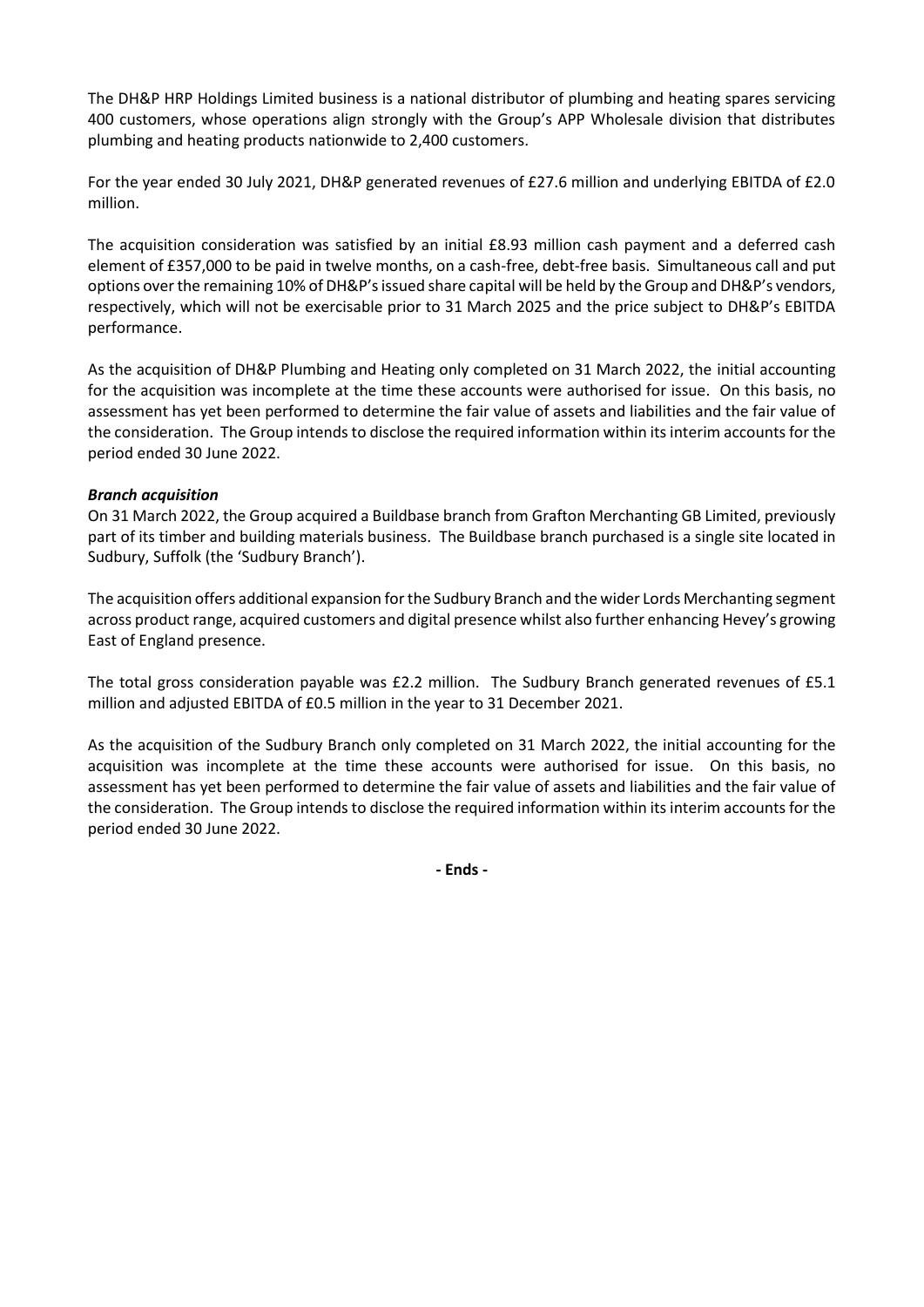The DH&P HRP Holdings Limited business is a national distributor of plumbing and heating spares servicing 400 customers, whose operations align strongly with the Group's APP Wholesale division that distributes plumbing and heating products nationwide to 2,400 customers.

For the year ended 30 July 2021, DH&P generated revenues of £27.6 million and underlying EBITDA of £2.0 million.

The acquisition consideration was satisfied by an initial £8.93 million cash payment and a deferred cash element of £357,000 to be paid in twelve months, on a cash-free, debt-free basis. Simultaneous call and put options over the remaining 10% of DH&P's issued share capital will be held by the Group and DH&P's vendors, respectively, which will not be exercisable prior to 31 March 2025 and the price subject to DH&P's EBITDA performance.

As the acquisition of DH&P Plumbing and Heating only completed on 31 March 2022, the initial accounting for the acquisition was incomplete at the time these accounts were authorised for issue. On this basis, no assessment has yet been performed to determine the fair value of assets and liabilities and the fair value of the consideration. The Group intends to disclose the required information within its interim accounts for the period ended 30 June 2022.

***Branch acquisition***

On 31 March 2022, the Group acquired a Buildbase branch from Grafton Merchanting GB Limited, previously part of its timber and building materials business. The Buildbase branch purchased is a single site located in Sudbury, Suffolk (the 'Sudbury Branch').

The acquisition offers additional expansion for the Sudbury Branch and the wider Lords Merchanting segment across product range, acquired customers and digital presence whilst also further enhancing Hevey's growing East of England presence.

The total gross consideration payable was £2.2 million. The Sudbury Branch generated revenues of £5.1 million and adjusted EBITDA of £0.5 million in the year to 31 December 2021.

As the acquisition of the Sudbury Branch only completed on 31 March 2022, the initial accounting for the acquisition was incomplete at the time these accounts were authorised for issue. On this basis, no assessment has yet been performed to determine the fair value of assets and liabilities and the fair value of the consideration. The Group intends to disclose the required information within its interim accounts for the period ended 30 June 2022.

**- Ends -**